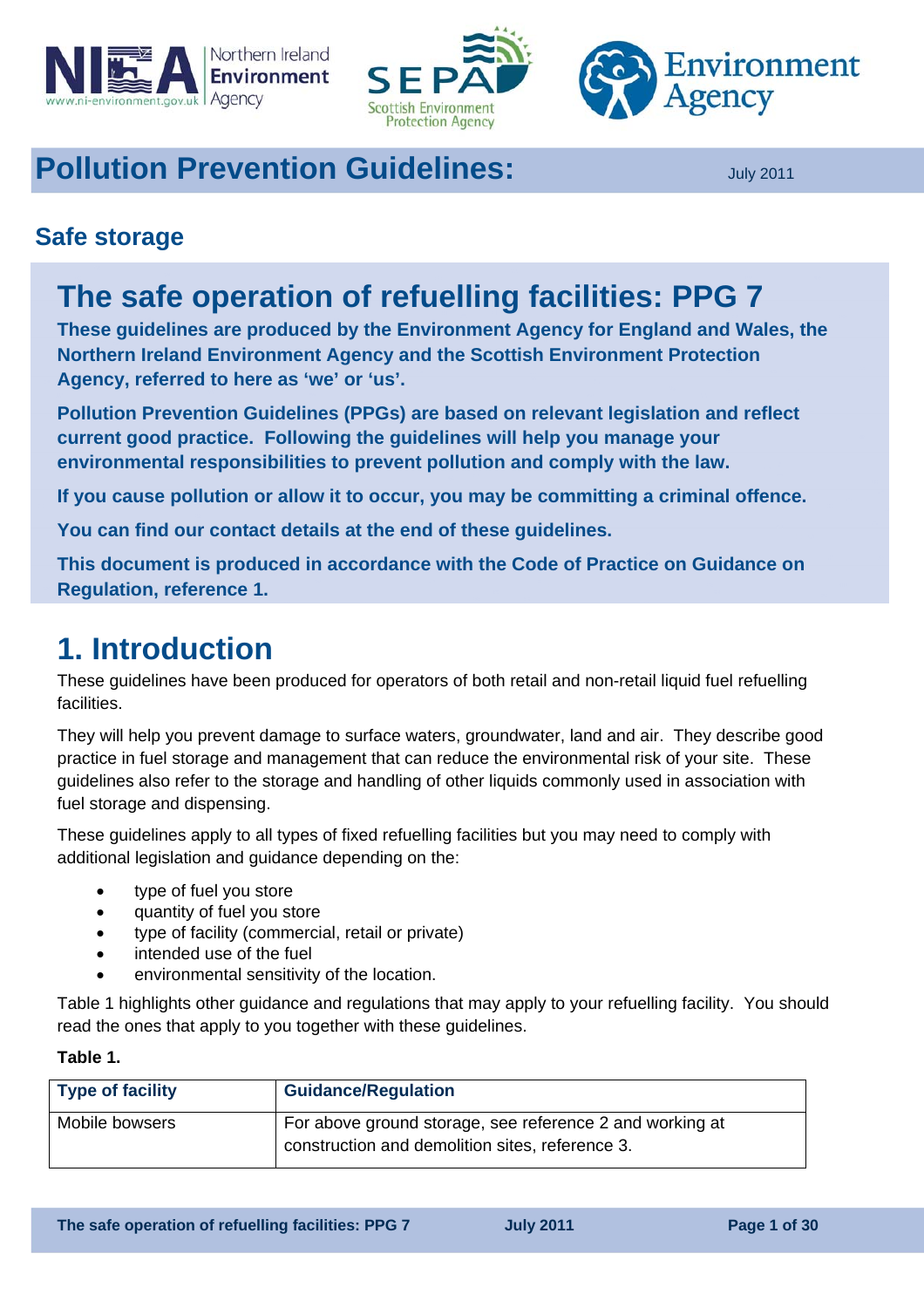# Pollution Prevention Guidelines:

July 2011

## Safe storage

# The safe operation of refuelling facilities: PPG 7

**These guidelines are produced by the Environment Agency for England and Wales, the Northern Ireland Environment Agency and the Scottish Environment Protection Agency, referred to here as 'we' or 'us'.**

**Pollution Prevention Guidelines (PPGs) are based on relevant legislation and reflect current good practice. Following the guidelines will help you manage your environmental responsibilities to prevent pollution and comply with the law.**

**If you cause pollution or allow it to occur, you may be committing a criminal offence.**

**You can find our contact details at the end of these guidelines.**

**This document is produced in accordance with the Code of Practice on Guidance on Regulation, reference 1.**

# 1. Introduction

These guidelines have been produced for operators of both retail and non-retail liquid fuel refuelling facilities.

They will help you prevent damage to surface waters, groundwater, land and air. They describe good practice in fuel storage and management that can reduce the environmental risk of your site. These guidelines also refer to the storage and handling of other liquids commonly used in association with fuel storage and dispensing.

These guidelines apply to all types of fixed refuelling facilities but you may need to comply with additional legislation and guidance depending on the:

- type of fuel you store
- quantity of fuel you store
- type of facility (commercial, retail or private)
- intended use of the fuel
- environmental sensitivity of the location.

Table 1 highlights other guidance and regulations that may apply to your refuelling facility. You should read the ones that apply to you together with these guidelines.

**Table 1.**

| Type of facility | Guidance/Regulation |
|---|---|
| Mobile bowsers | For above ground storage, see reference 2 and working at construction and demolition sites, reference 3. |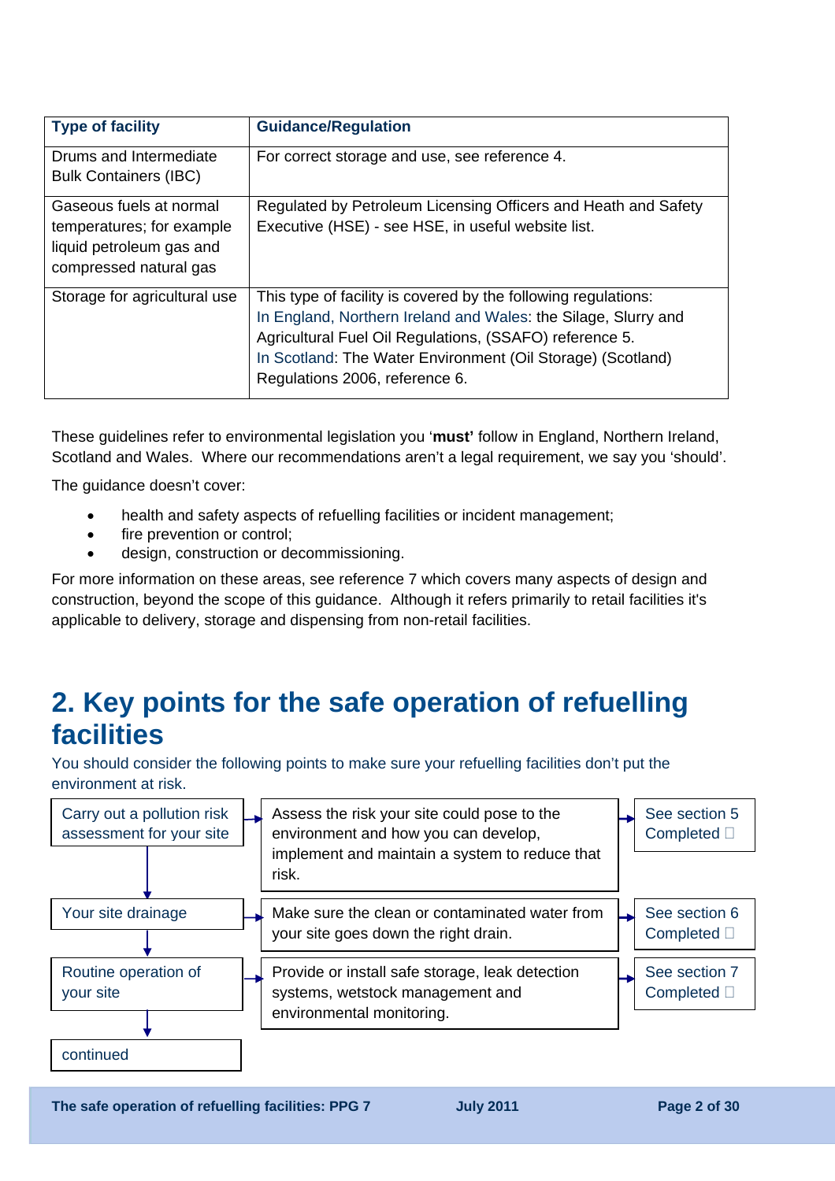| Type of facility | Guidance/Regulation |
|---|---|
| Drums and Intermediate Bulk Containers (IBC) | For correct storage and use, see reference 4. |
| Gaseous fuels at normal temperatures; for example liquid petroleum gas and compressed natural gas | Regulated by Petroleum Licensing Officers and Heath and Safety Executive (HSE) - see HSE, in useful website list. |
| Storage for agricultural use | This type of facility is covered by the following regulations: In England, Northern Ireland and Wales: the Silage, Slurry and Agricultural Fuel Oil Regulations, (SSAFO) reference 5. In Scotland: The Water Environment (Oil Storage) (Scotland) Regulations 2006, reference 6. |

These guidelines refer to environmental legislation you '**must'** follow in England, Northern Ireland, Scotland and Wales. Where our recommendations aren't a legal requirement, we say you 'should'.

The guidance doesn't cover:

- health and safety aspects of refuelling facilities or incident management;
- fire prevention or control;
- design, construction or decommissioning.

For more information on these areas, see reference 7 which covers many aspects of design and construction, beyond the scope of this guidance. Although it refers primarily to retail facilities it's applicable to delivery, storage and dispensing from non-retail facilities.

# 2. Key points for the safe operation of refuelling facilities

You should consider the following points to make sure your refuelling facilities don't put the environment at risk.

| Step | Action | Reference |
|---|---|---|
| Carry out a pollution risk assessment for your site | Assess the risk your site could pose to the environment and how you can develop, implement and maintain a system to reduce that risk. | See section 5 Completed ☐ |
| Your site drainage | Make sure the clean or contaminated water from your site goes down the right drain. | See section 6 Completed ☐ |
| Routine operation of your site | Provide or install safe storage, leak detection systems, wetstock management and environmental monitoring. | See section 7 Completed ☐ |
| continued | | |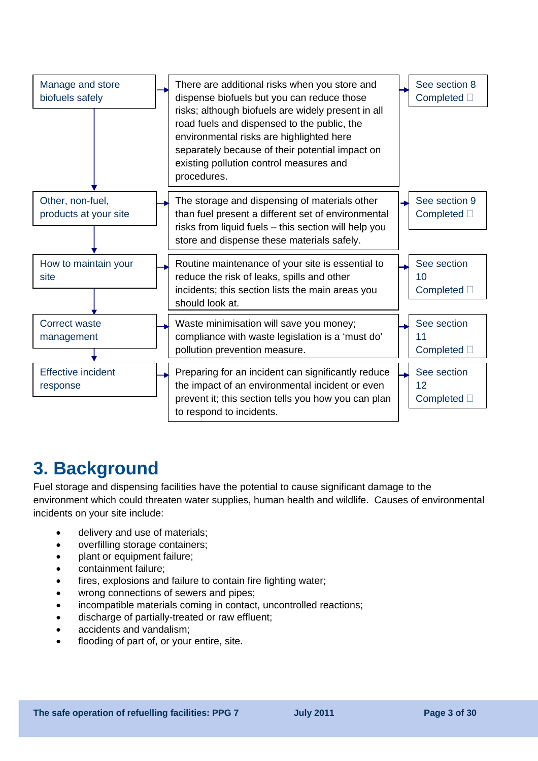| | | |
|---|---|---|
| Manage and store biofuels safely | There are additional risks when you store and dispense biofuels but you can reduce those risks; although biofuels are widely present in all road fuels and dispensed to the public, the environmental risks are highlighted here separately because of their potential impact on existing pollution control measures and procedures. | See section 8 Completed ☐ |
| Other, non-fuel, products at your site | The storage and dispensing of materials other than fuel present a different set of environmental risks from liquid fuels – this section will help you store and dispense these materials safely. | See section 9 Completed ☐ |
| How to maintain your site | Routine maintenance of your site is essential to reduce the risk of leaks, spills and other incidents; this section lists the main areas you should look at. | See section 10 Completed ☐ |
| Correct waste management | Waste minimisation will save you money; compliance with waste legislation is a 'must do' pollution prevention measure. | See section 11 Completed ☐ |
| Effective incident response | Preparing for an incident can significantly reduce the impact of an environmental incident or even prevent it; this section tells you how you can plan to respond to incidents. | See section 12 Completed ☐ |

# 3. Background

Fuel storage and dispensing facilities have the potential to cause significant damage to the environment which could threaten water supplies, human health and wildlife. Causes of environmental incidents on your site include:

- delivery and use of materials;
- overfilling storage containers;
- plant or equipment failure;
- containment failure;
- fires, explosions and failure to contain fire fighting water;
- wrong connections of sewers and pipes;
- incompatible materials coming in contact, uncontrolled reactions;
- discharge of partially-treated or raw effluent;
- accidents and vandalism;
- flooding of part of, or your entire, site.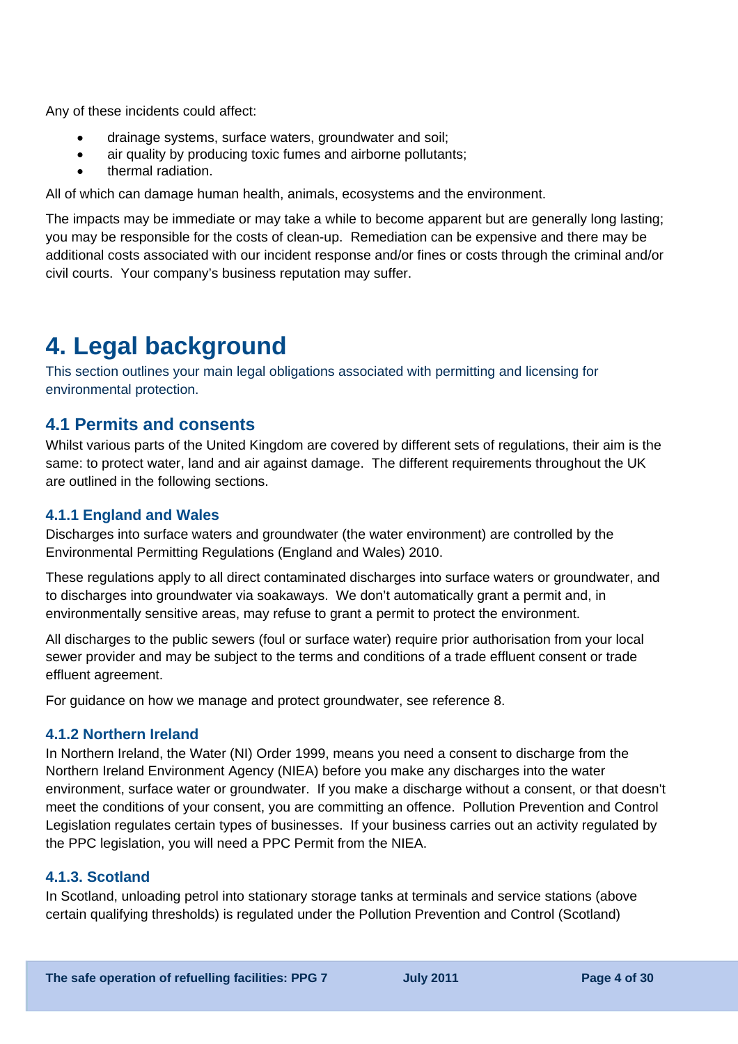Any of these incidents could affect:

- drainage systems, surface waters, groundwater and soil;
- air quality by producing toxic fumes and airborne pollutants;
- thermal radiation.

All of which can damage human health, animals, ecosystems and the environment.

The impacts may be immediate or may take a while to become apparent but are generally long lasting; you may be responsible for the costs of clean-up. Remediation can be expensive and there may be additional costs associated with our incident response and/or fines or costs through the criminal and/or civil courts. Your company's business reputation may suffer.

# 4. Legal background

This section outlines your main legal obligations associated with permitting and licensing for environmental protection.

## 4.1 Permits and consents

Whilst various parts of the United Kingdom are covered by different sets of regulations, their aim is the same: to protect water, land and air against damage. The different requirements throughout the UK are outlined in the following sections.

### 4.1.1 England and Wales

Discharges into surface waters and groundwater (the water environment) are controlled by the Environmental Permitting Regulations (England and Wales) 2010.

These regulations apply to all direct contaminated discharges into surface waters or groundwater, and to discharges into groundwater via soakaways. We don't automatically grant a permit and, in environmentally sensitive areas, may refuse to grant a permit to protect the environment.

All discharges to the public sewers (foul or surface water) require prior authorisation from your local sewer provider and may be subject to the terms and conditions of a trade effluent consent or trade effluent agreement.

For guidance on how we manage and protect groundwater, see reference 8.

### 4.1.2 Northern Ireland

In Northern Ireland, the Water (NI) Order 1999, means you need a consent to discharge from the Northern Ireland Environment Agency (NIEA) before you make any discharges into the water environment, surface water or groundwater. If you make a discharge without a consent, or that doesn't meet the conditions of your consent, you are committing an offence. Pollution Prevention and Control Legislation regulates certain types of businesses. If your business carries out an activity regulated by the PPC legislation, you will need a PPC Permit from the NIEA.

### 4.1.3. Scotland

In Scotland, unloading petrol into stationary storage tanks at terminals and service stations (above certain qualifying thresholds) is regulated under the Pollution Prevention and Control (Scotland)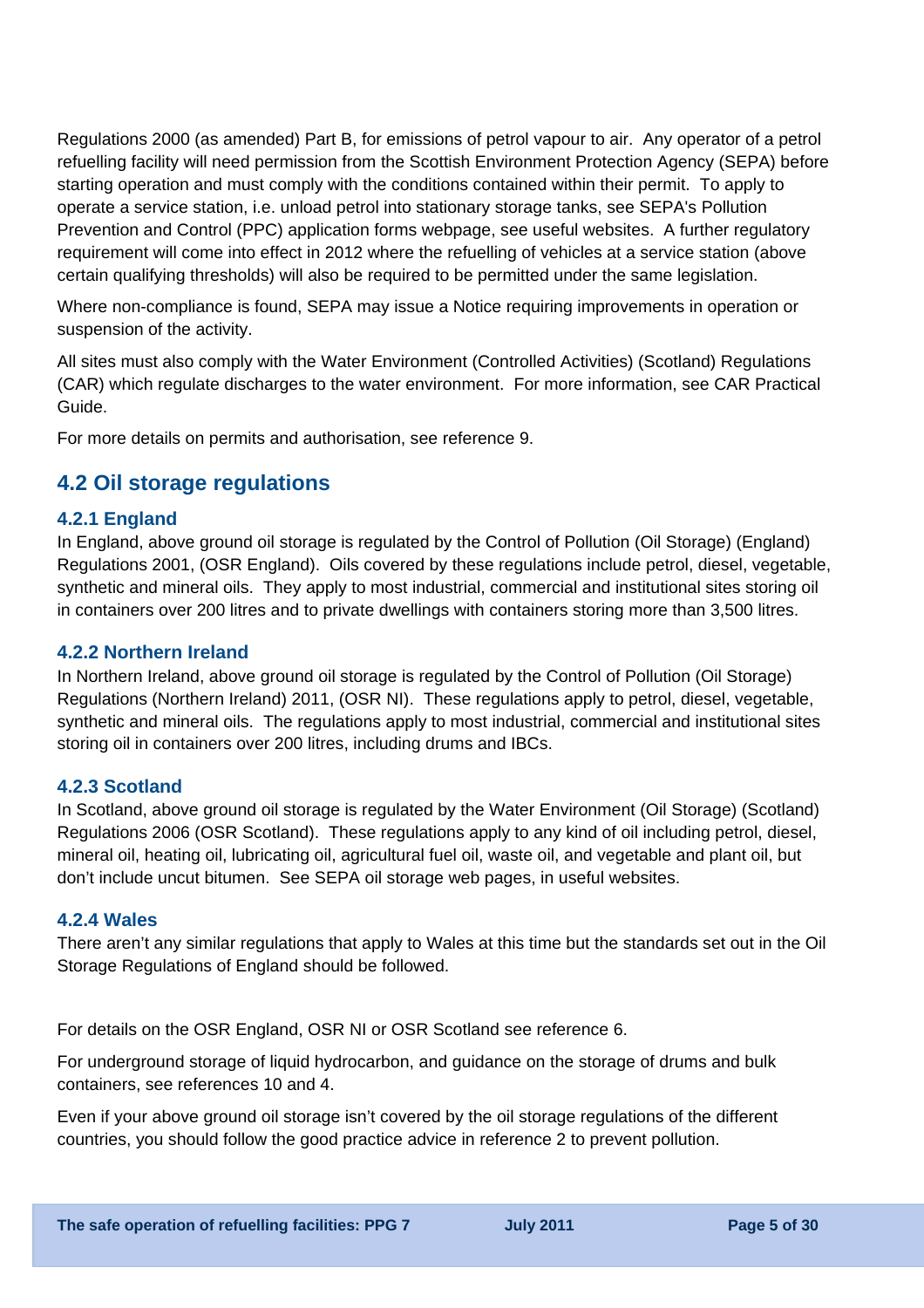Regulations 2000 (as amended) Part B, for emissions of petrol vapour to air. Any operator of a petrol refuelling facility will need permission from the Scottish Environment Protection Agency (SEPA) before starting operation and must comply with the conditions contained within their permit. To apply to operate a service station, i.e. unload petrol into stationary storage tanks, see SEPA's Pollution Prevention and Control (PPC) application forms webpage, see useful websites. A further regulatory requirement will come into effect in 2012 where the refuelling of vehicles at a service station (above certain qualifying thresholds) will also be required to be permitted under the same legislation.

Where non-compliance is found, SEPA may issue a Notice requiring improvements in operation or suspension of the activity.

All sites must also comply with the Water Environment (Controlled Activities) (Scotland) Regulations (CAR) which regulate discharges to the water environment. For more information, see CAR Practical Guide.

For more details on permits and authorisation, see reference 9.

## 4.2 Oil storage regulations

### 4.2.1 England

In England, above ground oil storage is regulated by the Control of Pollution (Oil Storage) (England) Regulations 2001, (OSR England). Oils covered by these regulations include petrol, diesel, vegetable, synthetic and mineral oils. They apply to most industrial, commercial and institutional sites storing oil in containers over 200 litres and to private dwellings with containers storing more than 3,500 litres.

### 4.2.2 Northern Ireland

In Northern Ireland, above ground oil storage is regulated by the Control of Pollution (Oil Storage) Regulations (Northern Ireland) 2011, (OSR NI). These regulations apply to petrol, diesel, vegetable, synthetic and mineral oils. The regulations apply to most industrial, commercial and institutional sites storing oil in containers over 200 litres, including drums and IBCs.

### 4.2.3 Scotland

In Scotland, above ground oil storage is regulated by the Water Environment (Oil Storage) (Scotland) Regulations 2006 (OSR Scotland). These regulations apply to any kind of oil including petrol, diesel, mineral oil, heating oil, lubricating oil, agricultural fuel oil, waste oil, and vegetable and plant oil, but don't include uncut bitumen. See SEPA oil storage web pages, in useful websites.

### 4.2.4 Wales

There aren't any similar regulations that apply to Wales at this time but the standards set out in the Oil Storage Regulations of England should be followed.

For details on the OSR England, OSR NI or OSR Scotland see reference 6.

For underground storage of liquid hydrocarbon, and guidance on the storage of drums and bulk containers, see references 10 and 4.

Even if your above ground oil storage isn't covered by the oil storage regulations of the different countries, you should follow the good practice advice in reference 2 to prevent pollution.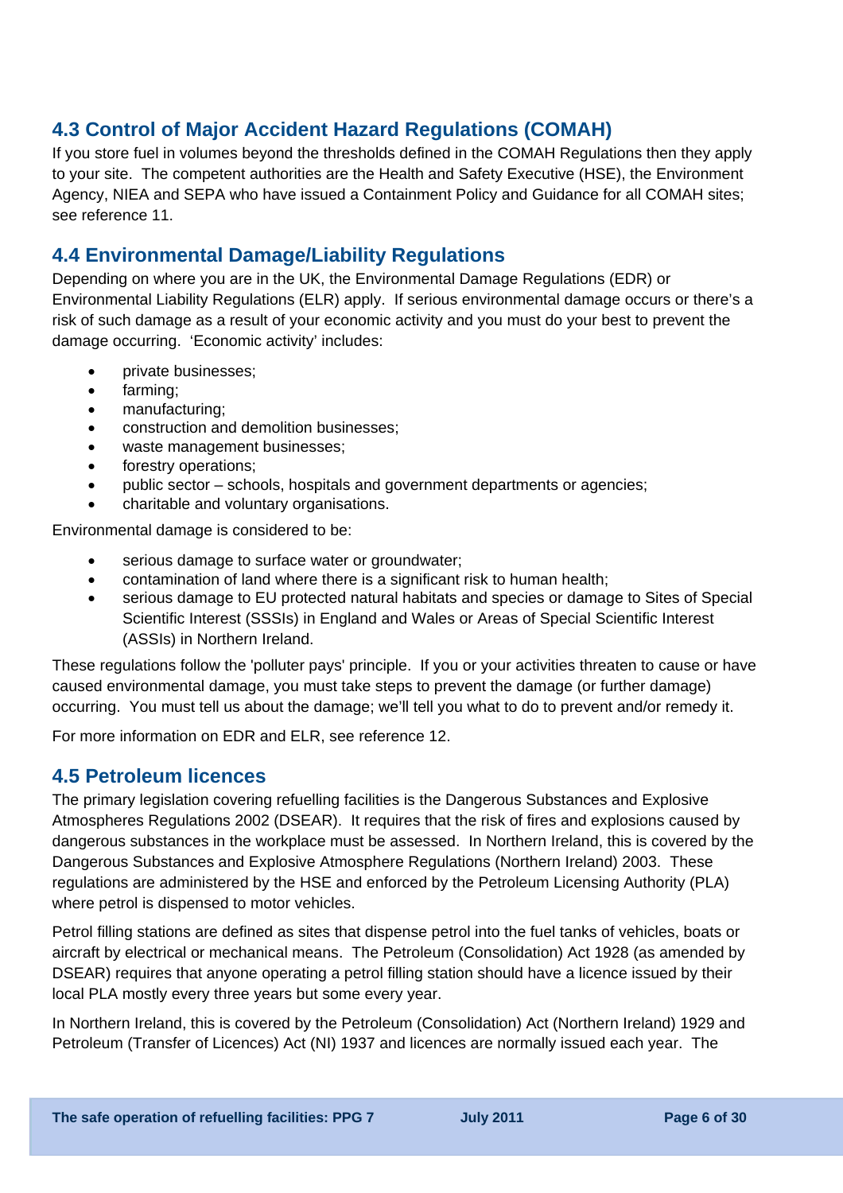## 4.3 Control of Major Accident Hazard Regulations (COMAH)

If you store fuel in volumes beyond the thresholds defined in the COMAH Regulations then they apply to your site. The competent authorities are the Health and Safety Executive (HSE), the Environment Agency, NIEA and SEPA who have issued a Containment Policy and Guidance for all COMAH sites; see reference 11.

## 4.4 Environmental Damage/Liability Regulations

Depending on where you are in the UK, the Environmental Damage Regulations (EDR) or Environmental Liability Regulations (ELR) apply. If serious environmental damage occurs or there's a risk of such damage as a result of your economic activity and you must do your best to prevent the damage occurring. 'Economic activity' includes:

- private businesses;
- farming;
- manufacturing;
- construction and demolition businesses;
- waste management businesses;
- forestry operations;
- public sector – schools, hospitals and government departments or agencies;
- charitable and voluntary organisations.

Environmental damage is considered to be:

- serious damage to surface water or groundwater;
- contamination of land where there is a significant risk to human health;
- serious damage to EU protected natural habitats and species or damage to Sites of Special Scientific Interest (SSSIs) in England and Wales or Areas of Special Scientific Interest (ASSIs) in Northern Ireland.

These regulations follow the 'polluter pays' principle. If you or your activities threaten to cause or have caused environmental damage, you must take steps to prevent the damage (or further damage) occurring. You must tell us about the damage; we'll tell you what to do to prevent and/or remedy it.

For more information on EDR and ELR, see reference 12.

## 4.5 Petroleum licences

The primary legislation covering refuelling facilities is the Dangerous Substances and Explosive Atmospheres Regulations 2002 (DSEAR). It requires that the risk of fires and explosions caused by dangerous substances in the workplace must be assessed. In Northern Ireland, this is covered by the Dangerous Substances and Explosive Atmosphere Regulations (Northern Ireland) 2003. These regulations are administered by the HSE and enforced by the Petroleum Licensing Authority (PLA) where petrol is dispensed to motor vehicles.

Petrol filling stations are defined as sites that dispense petrol into the fuel tanks of vehicles, boats or aircraft by electrical or mechanical means. The Petroleum (Consolidation) Act 1928 (as amended by DSEAR) requires that anyone operating a petrol filling station should have a licence issued by their local PLA mostly every three years but some every year.

In Northern Ireland, this is covered by the Petroleum (Consolidation) Act (Northern Ireland) 1929 and Petroleum (Transfer of Licences) Act (NI) 1937 and licences are normally issued each year. The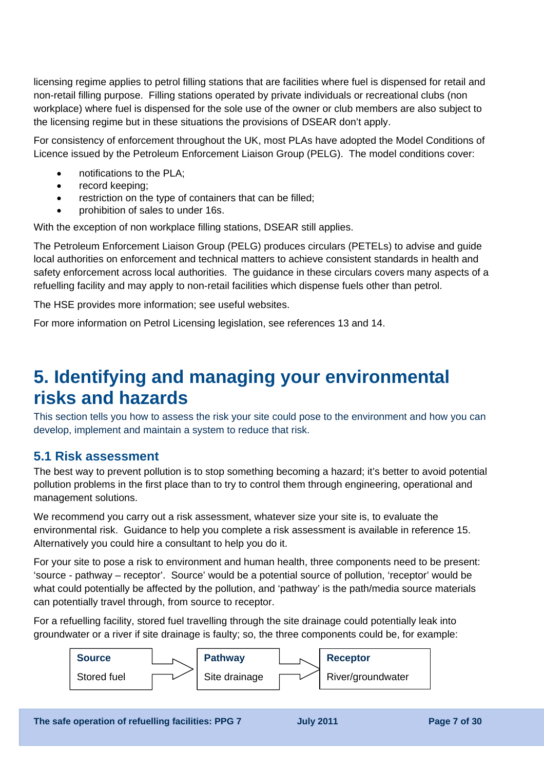licensing regime applies to petrol filling stations that are facilities where fuel is dispensed for retail and non-retail filling purpose. Filling stations operated by private individuals or recreational clubs (non workplace) where fuel is dispensed for the sole use of the owner or club members are also subject to the licensing regime but in these situations the provisions of DSEAR don't apply.

For consistency of enforcement throughout the UK, most PLAs have adopted the Model Conditions of Licence issued by the Petroleum Enforcement Liaison Group (PELG). The model conditions cover:

- notifications to the PLA;
- record keeping;
- restriction on the type of containers that can be filled;
- prohibition of sales to under 16s.

With the exception of non workplace filling stations, DSEAR still applies.

The Petroleum Enforcement Liaison Group (PELG) produces circulars (PETELs) to advise and guide local authorities on enforcement and technical matters to achieve consistent standards in health and safety enforcement across local authorities. The guidance in these circulars covers many aspects of a refuelling facility and may apply to non-retail facilities which dispense fuels other than petrol.

The HSE provides more information; see useful websites.

For more information on Petrol Licensing legislation, see references 13 and 14.

# 5. Identifying and managing your environmental risks and hazards

This section tells you how to assess the risk your site could pose to the environment and how you can develop, implement and maintain a system to reduce that risk.

## 5.1 Risk assessment

The best way to prevent pollution is to stop something becoming a hazard; it's better to avoid potential pollution problems in the first place than to try to control them through engineering, operational and management solutions.

We recommend you carry out a risk assessment, whatever size your site is, to evaluate the environmental risk. Guidance to help you complete a risk assessment is available in reference 15. Alternatively you could hire a consultant to help you do it.

For your site to pose a risk to environment and human health, three components need to be present: 'source - pathway – receptor'. Source' would be a potential source of pollution, 'receptor' would be what could potentially be affected by the pollution, and 'pathway' is the path/media source materials can potentially travel through, from source to receptor.

For a refuelling facility, stored fuel travelling through the site drainage could potentially leak into groundwater or a river if site drainage is faulty; so, the three components could be, for example:

| Source | | Pathway | | Receptor |
|---|---|---|---|---|
| Stored fuel | → | Site drainage | → | River/groundwater |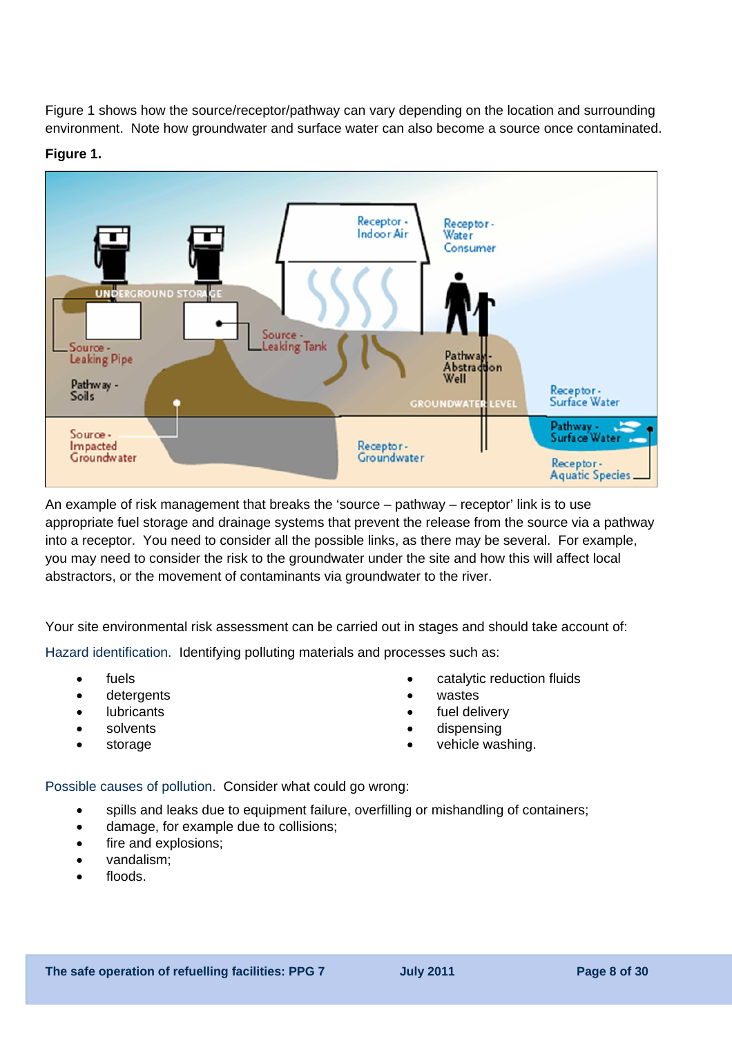Figure 1 shows how the source/receptor/pathway can vary depending on the location and surrounding environment. Note how groundwater and surface water can also become a source once contaminated.

**Figure 1.**

An example of risk management that breaks the 'source – pathway – receptor' link is to use appropriate fuel storage and drainage systems that prevent the release from the source via a pathway into a receptor. You need to consider all the possible links, as there may be several. For example, you may need to consider the risk to the groundwater under the site and how this will affect local abstractors, or the movement of contaminants via groundwater to the river.

Your site environmental risk assessment can be carried out in stages and should take account of:

Hazard identification. Identifying polluting materials and processes such as:

- fuels
- detergents
- lubricants
- solvents
- storage
- catalytic reduction fluids
- wastes
- fuel delivery
- dispensing
- vehicle washing.

Possible causes of pollution. Consider what could go wrong:

- spills and leaks due to equipment failure, overfilling or mishandling of containers;
- damage, for example due to collisions;
- fire and explosions;
- vandalism;
- floods.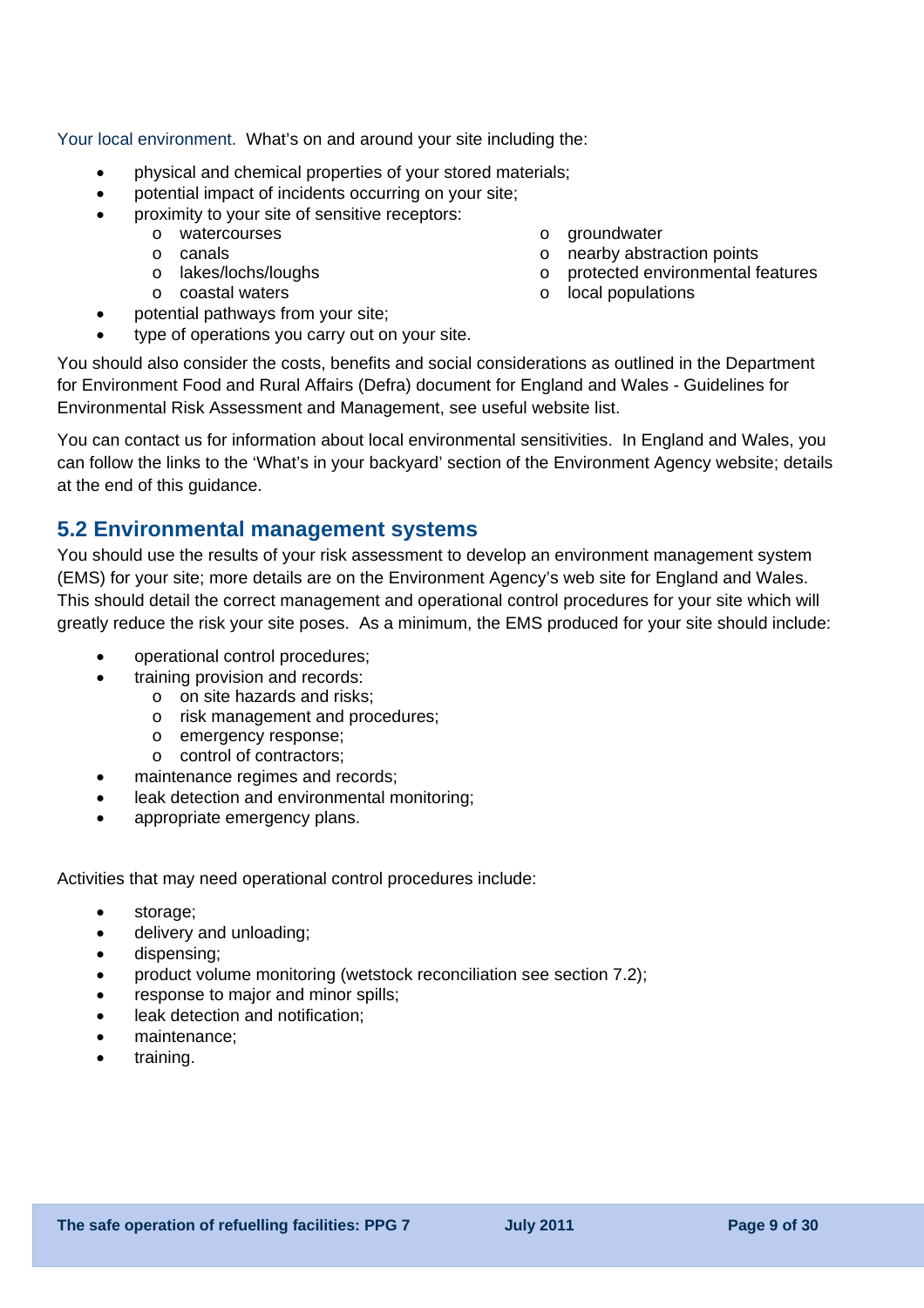Your local environment. What's on and around your site including the:

- physical and chemical properties of your stored materials;
- potential impact of incidents occurring on your site;
- proximity to your site of sensitive receptors:
  - watercourses
  - canals
  - lakes/lochs/loughs
  - coastal waters
  - groundwater
  - nearby abstraction points
  - protected environmental features
  - local populations
- potential pathways from your site;
- type of operations you carry out on your site.

You should also consider the costs, benefits and social considerations as outlined in the Department for Environment Food and Rural Affairs (Defra) document for England and Wales - Guidelines for Environmental Risk Assessment and Management, see useful website list.

You can contact us for information about local environmental sensitivities. In England and Wales, you can follow the links to the 'What's in your backyard' section of the Environment Agency website; details at the end of this guidance.

## 5.2 Environmental management systems

You should use the results of your risk assessment to develop an environment management system (EMS) for your site; more details are on the Environment Agency's web site for England and Wales. This should detail the correct management and operational control procedures for your site which will greatly reduce the risk your site poses. As a minimum, the EMS produced for your site should include:

- operational control procedures;
- training provision and records:
  - on site hazards and risks;
  - risk management and procedures;
  - emergency response;
  - control of contractors;
- maintenance regimes and records;
- leak detection and environmental monitoring;
- appropriate emergency plans.

Activities that may need operational control procedures include:

- storage;
- delivery and unloading;
- dispensing;
- product volume monitoring (wetstock reconciliation see section 7.2);
- response to major and minor spills;
- leak detection and notification;
- maintenance;
- training.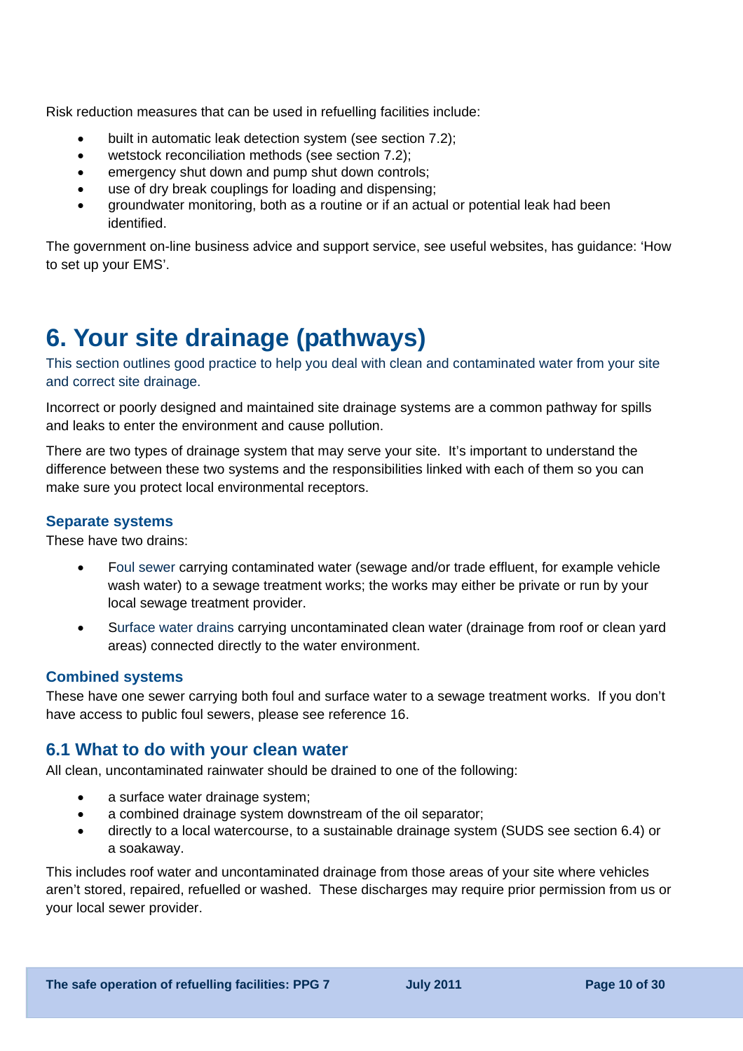Risk reduction measures that can be used in refuelling facilities include:

- built in automatic leak detection system (see section 7.2);
- wetstock reconciliation methods (see section 7.2);
- emergency shut down and pump shut down controls;
- use of dry break couplings for loading and dispensing;
- groundwater monitoring, both as a routine or if an actual or potential leak had been identified.

The government on-line business advice and support service, see useful websites, has guidance: 'How to set up your EMS'.

# 6. Your site drainage (pathways)

This section outlines good practice to help you deal with clean and contaminated water from your site and correct site drainage.

Incorrect or poorly designed and maintained site drainage systems are a common pathway for spills and leaks to enter the environment and cause pollution.

There are two types of drainage system that may serve your site. It's important to understand the difference between these two systems and the responsibilities linked with each of them so you can make sure you protect local environmental receptors.

### Separate systems

These have two drains:

- Foul sewer carrying contaminated water (sewage and/or trade effluent, for example vehicle wash water) to a sewage treatment works; the works may either be private or run by your local sewage treatment provider.
- Surface water drains carrying uncontaminated clean water (drainage from roof or clean yard areas) connected directly to the water environment.

### Combined systems

These have one sewer carrying both foul and surface water to a sewage treatment works. If you don't have access to public foul sewers, please see reference 16.

## 6.1 What to do with your clean water

All clean, uncontaminated rainwater should be drained to one of the following:

- a surface water drainage system;
- a combined drainage system downstream of the oil separator;
- directly to a local watercourse, to a sustainable drainage system (SUDS see section 6.4) or a soakaway.

This includes roof water and uncontaminated drainage from those areas of your site where vehicles aren't stored, repaired, refuelled or washed. These discharges may require prior permission from us or your local sewer provider.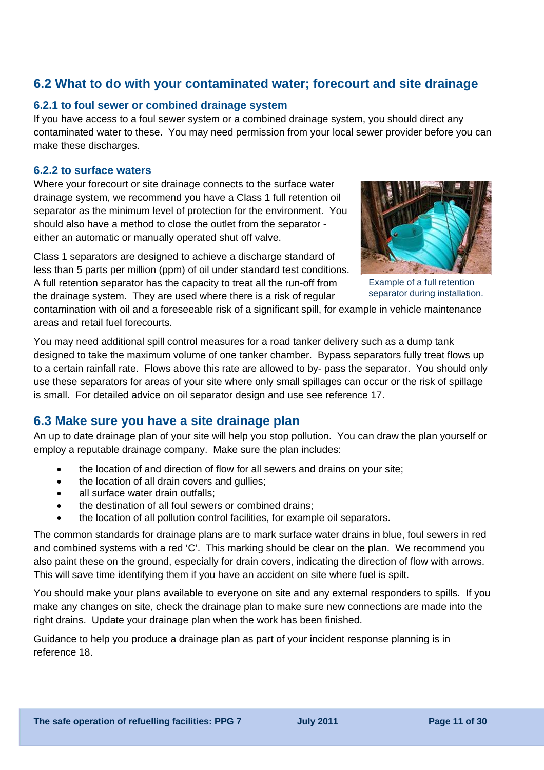## 6.2 What to do with your contaminated water; forecourt and site drainage

### 6.2.1 to foul sewer or combined drainage system

If you have access to a foul sewer system or a combined drainage system, you should direct any contaminated water to these. You may need permission from your local sewer provider before you can make these discharges.

### 6.2.2 to surface waters

Where your forecourt or site drainage connects to the surface water drainage system, we recommend you have a Class 1 full retention oil separator as the minimum level of protection for the environment. You should also have a method to close the outlet from the separator - either an automatic or manually operated shut off valve.

Class 1 separators are designed to achieve a discharge standard of less than 5 parts per million (ppm) of oil under standard test conditions. A full retention separator has the capacity to treat all the run-off from the drainage system. They are used where there is a risk of regular contamination with oil and a foreseeable risk of a significant spill, for example in vehicle maintenance areas and retail fuel forecourts.

Example of a full retention separator during installation.

You may need additional spill control measures for a road tanker delivery such as a dump tank designed to take the maximum volume of one tanker chamber. Bypass separators fully treat flows up to a certain rainfall rate. Flows above this rate are allowed to by- pass the separator. You should only use these separators for areas of your site where only small spillages can occur or the risk of spillage is small. For detailed advice on oil separator design and use see reference 17.

## 6.3 Make sure you have a site drainage plan

An up to date drainage plan of your site will help you stop pollution. You can draw the plan yourself or employ a reputable drainage company. Make sure the plan includes:

- the location of and direction of flow for all sewers and drains on your site;
- the location of all drain covers and gullies;
- all surface water drain outfalls;
- the destination of all foul sewers or combined drains;
- the location of all pollution control facilities, for example oil separators.

The common standards for drainage plans are to mark surface water drains in blue, foul sewers in red and combined systems with a red 'C'. This marking should be clear on the plan. We recommend you also paint these on the ground, especially for drain covers, indicating the direction of flow with arrows. This will save time identifying them if you have an accident on site where fuel is spilt.

You should make your plans available to everyone on site and any external responders to spills. If you make any changes on site, check the drainage plan to make sure new connections are made into the right drains. Update your drainage plan when the work has been finished.

Guidance to help you produce a drainage plan as part of your incident response planning is in reference 18.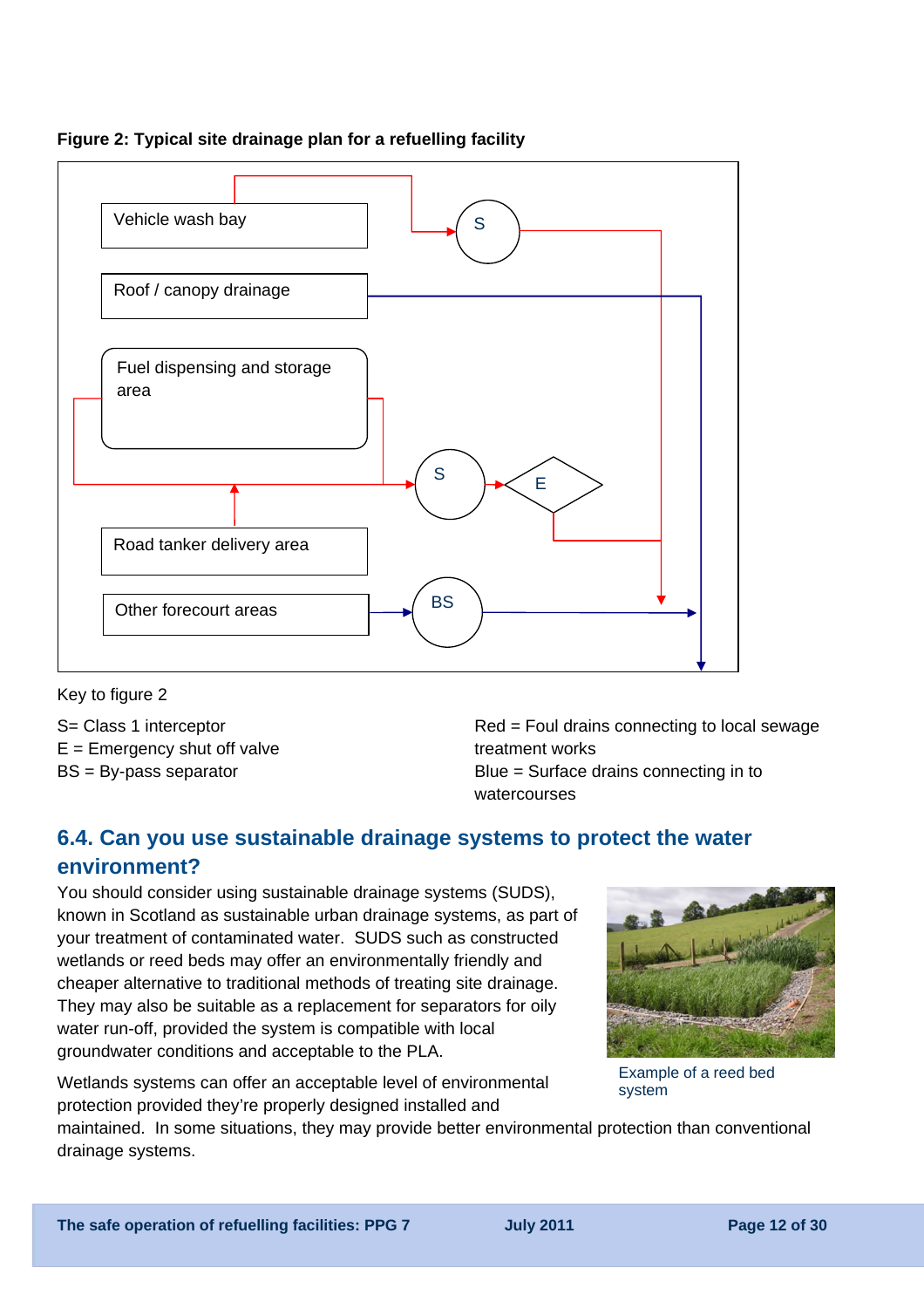**Figure 2: Typical site drainage plan for a refuelling facility**

Vehicle wash bay

Roof / canopy drainage

Fuel dispensing and storage area

Road tanker delivery area

Other forecourt areas

S

S

E

BS

Key to figure 2

S= Class 1 interceptor
E = Emergency shut off valve
BS = By-pass separator

Red = Foul drains connecting to local sewage treatment works
Blue = Surface drains connecting in to watercourses

## 6.4. Can you use sustainable drainage systems to protect the water environment?

You should consider using sustainable drainage systems (SUDS), known in Scotland as sustainable urban drainage systems, as part of your treatment of contaminated water. SUDS such as constructed wetlands or reed beds may offer an environmentally friendly and cheaper alternative to traditional methods of treating site drainage. They may also be suitable as a replacement for separators for oily water run-off, provided the system is compatible with local groundwater conditions and acceptable to the PLA.

Example of a reed bed system

Wetlands systems can offer an acceptable level of environmental protection provided they're properly designed installed and maintained. In some situations, they may provide better environmental protection than conventional drainage systems.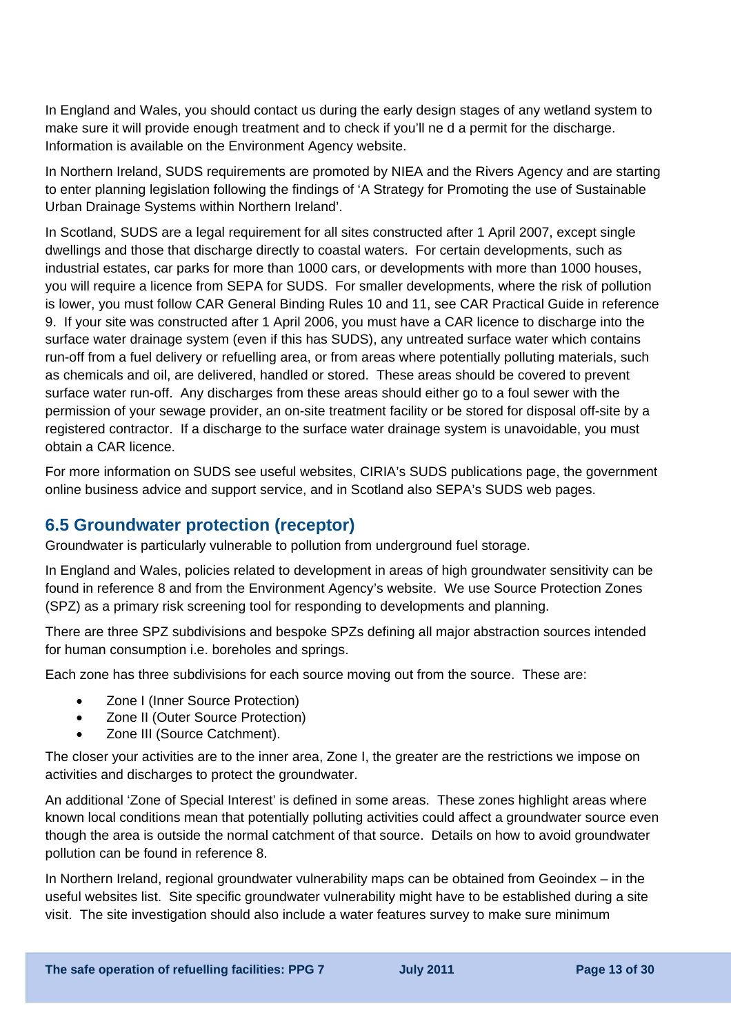In England and Wales, you should contact us during the early design stages of any wetland system to make sure it will provide enough treatment and to check if you'll ne d a permit for the discharge. Information is available on the Environment Agency website.

In Northern Ireland, SUDS requirements are promoted by NIEA and the Rivers Agency and are starting to enter planning legislation following the findings of 'A Strategy for Promoting the use of Sustainable Urban Drainage Systems within Northern Ireland'.

In Scotland, SUDS are a legal requirement for all sites constructed after 1 April 2007, except single dwellings and those that discharge directly to coastal waters. For certain developments, such as industrial estates, car parks for more than 1000 cars, or developments with more than 1000 houses, you will require a licence from SEPA for SUDS. For smaller developments, where the risk of pollution is lower, you must follow CAR General Binding Rules 10 and 11, see CAR Practical Guide in reference 9. If your site was constructed after 1 April 2006, you must have a CAR licence to discharge into the surface water drainage system (even if this has SUDS), any untreated surface water which contains run-off from a fuel delivery or refuelling area, or from areas where potentially polluting materials, such as chemicals and oil, are delivered, handled or stored. These areas should be covered to prevent surface water run-off. Any discharges from these areas should either go to a foul sewer with the permission of your sewage provider, an on-site treatment facility or be stored for disposal off-site by a registered contractor. If a discharge to the surface water drainage system is unavoidable, you must obtain a CAR licence.

For more information on SUDS see useful websites, CIRIA's SUDS publications page, the government online business advice and support service, and in Scotland also SEPA's SUDS web pages.

## 6.5 Groundwater protection (receptor)

Groundwater is particularly vulnerable to pollution from underground fuel storage.

In England and Wales, policies related to development in areas of high groundwater sensitivity can be found in reference 8 and from the Environment Agency's website. We use Source Protection Zones (SPZ) as a primary risk screening tool for responding to developments and planning.

There are three SPZ subdivisions and bespoke SPZs defining all major abstraction sources intended for human consumption i.e. boreholes and springs.

Each zone has three subdivisions for each source moving out from the source. These are:

- Zone I (Inner Source Protection)
- Zone II (Outer Source Protection)
- Zone III (Source Catchment).

The closer your activities are to the inner area, Zone I, the greater are the restrictions we impose on activities and discharges to protect the groundwater.

An additional 'Zone of Special Interest' is defined in some areas. These zones highlight areas where known local conditions mean that potentially polluting activities could affect a groundwater source even though the area is outside the normal catchment of that source. Details on how to avoid groundwater pollution can be found in reference 8.

In Northern Ireland, regional groundwater vulnerability maps can be obtained from Geoindex – in the useful websites list. Site specific groundwater vulnerability might have to be established during a site visit. The site investigation should also include a water features survey to make sure minimum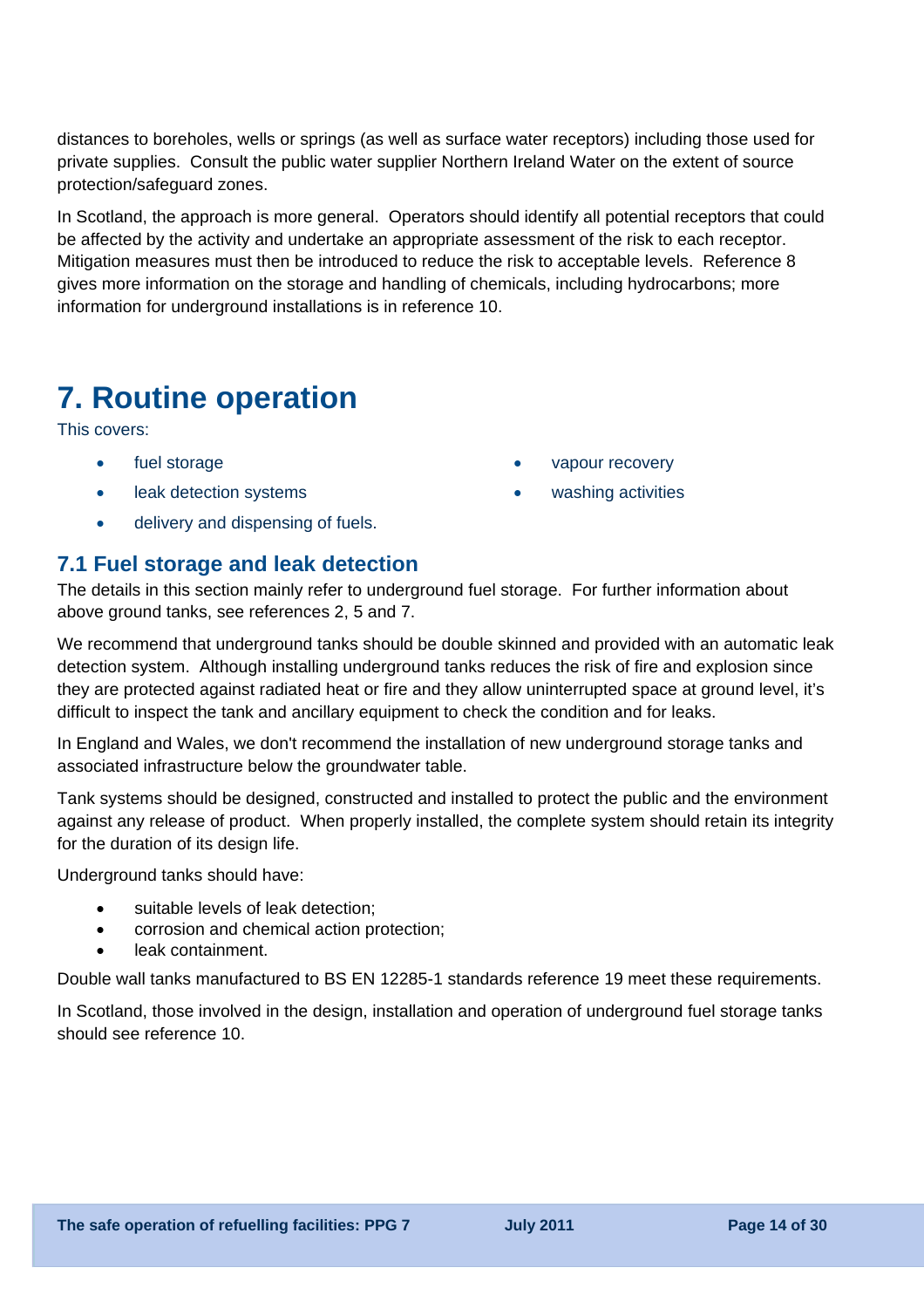distances to boreholes, wells or springs (as well as surface water receptors) including those used for private supplies. Consult the public water supplier Northern Ireland Water on the extent of source protection/safeguard zones.

In Scotland, the approach is more general. Operators should identify all potential receptors that could be affected by the activity and undertake an appropriate assessment of the risk to each receptor. Mitigation measures must then be introduced to reduce the risk to acceptable levels. Reference 8 gives more information on the storage and handling of chemicals, including hydrocarbons; more information for underground installations is in reference 10.

# 7. Routine operation

This covers:

- fuel storage
- leak detection systems
- delivery and dispensing of fuels.
- vapour recovery
- washing activities

## 7.1 Fuel storage and leak detection

The details in this section mainly refer to underground fuel storage. For further information about above ground tanks, see references 2, 5 and 7.

We recommend that underground tanks should be double skinned and provided with an automatic leak detection system. Although installing underground tanks reduces the risk of fire and explosion since they are protected against radiated heat or fire and they allow uninterrupted space at ground level, it's difficult to inspect the tank and ancillary equipment to check the condition and for leaks.

In England and Wales, we don't recommend the installation of new underground storage tanks and associated infrastructure below the groundwater table.

Tank systems should be designed, constructed and installed to protect the public and the environment against any release of product. When properly installed, the complete system should retain its integrity for the duration of its design life.

Underground tanks should have:

- suitable levels of leak detection;
- corrosion and chemical action protection;
- leak containment.

Double wall tanks manufactured to BS EN 12285-1 standards reference 19 meet these requirements.

In Scotland, those involved in the design, installation and operation of underground fuel storage tanks should see reference 10.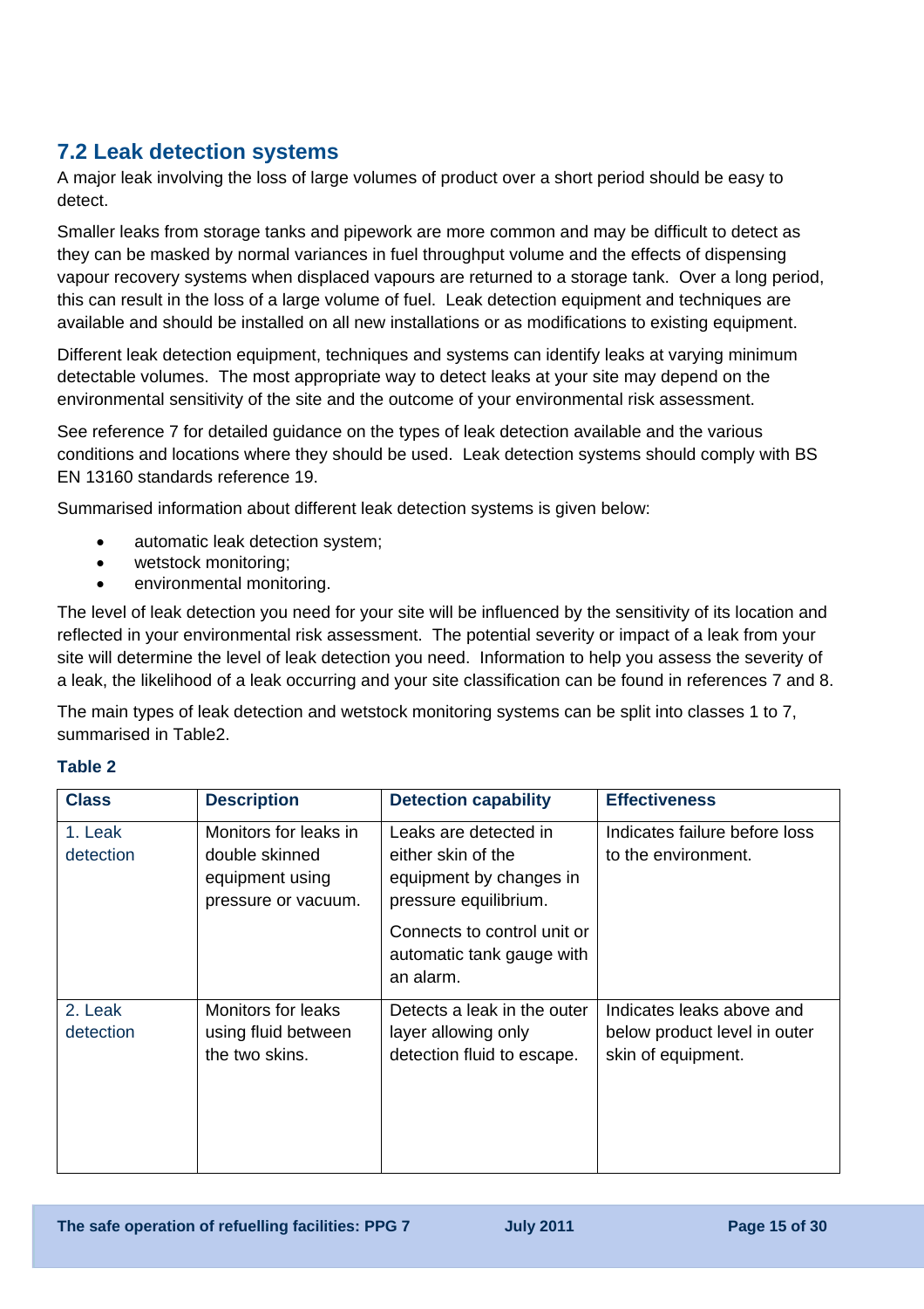## 7.2 Leak detection systems

A major leak involving the loss of large volumes of product over a short period should be easy to detect.

Smaller leaks from storage tanks and pipework are more common and may be difficult to detect as they can be masked by normal variances in fuel throughput volume and the effects of dispensing vapour recovery systems when displaced vapours are returned to a storage tank. Over a long period, this can result in the loss of a large volume of fuel. Leak detection equipment and techniques are available and should be installed on all new installations or as modifications to existing equipment.

Different leak detection equipment, techniques and systems can identify leaks at varying minimum detectable volumes. The most appropriate way to detect leaks at your site may depend on the environmental sensitivity of the site and the outcome of your environmental risk assessment.

See reference 7 for detailed guidance on the types of leak detection available and the various conditions and locations where they should be used. Leak detection systems should comply with BS EN 13160 standards reference 19.

Summarised information about different leak detection systems is given below:

- automatic leak detection system;
- wetstock monitoring;
- environmental monitoring.

The level of leak detection you need for your site will be influenced by the sensitivity of its location and reflected in your environmental risk assessment. The potential severity or impact of a leak from your site will determine the level of leak detection you need. Information to help you assess the severity of a leak, the likelihood of a leak occurring and your site classification can be found in references 7 and 8.

The main types of leak detection and wetstock monitoring systems can be split into classes 1 to 7, summarised in Table2.

**Table 2**

| Class | Description | Detection capability | Effectiveness |
|---|---|---|---|
| 1. Leak detection | Monitors for leaks in double skinned equipment using pressure or vacuum. | Leaks are detected in either skin of the equipment by changes in pressure equilibrium.<br><br>Connects to control unit or automatic tank gauge with an alarm. | Indicates failure before loss to the environment. |
| 2. Leak detection | Monitors for leaks using fluid between the two skins. | Detects a leak in the outer layer allowing only detection fluid to escape. | Indicates leaks above and below product level in outer skin of equipment. |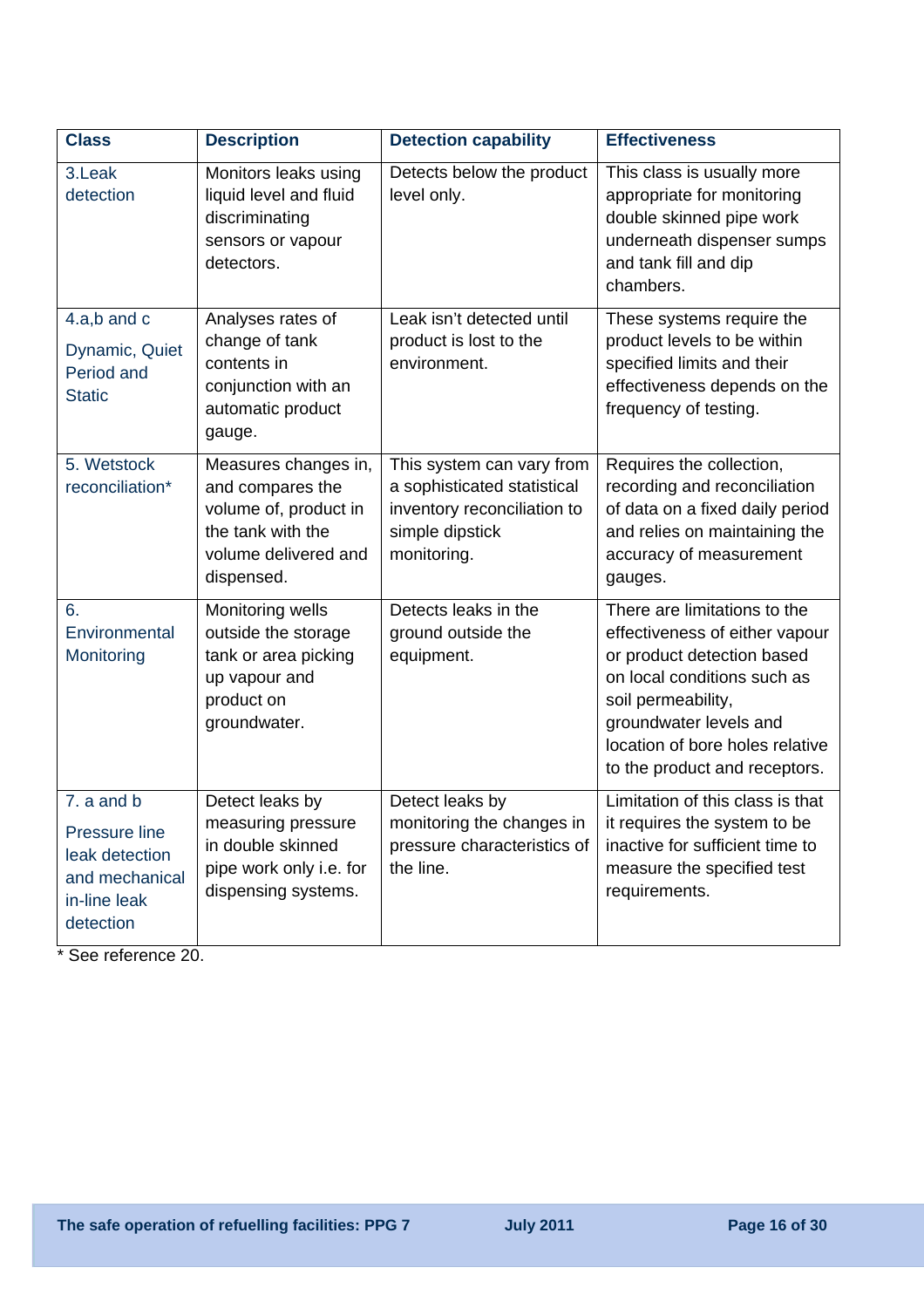| Class | Description | Detection capability | Effectiveness |
|---|---|---|---|
| 3.Leak detection | Monitors leaks using liquid level and fluid discriminating sensors or vapour detectors. | Detects below the product level only. | This class is usually more appropriate for monitoring double skinned pipe work underneath dispenser sumps and tank fill and dip chambers. |
| 4.a,b and c<br>Dynamic, Quiet Period and Static | Analyses rates of change of tank contents in conjunction with an automatic product gauge. | Leak isn't detected until product is lost to the environment. | These systems require the product levels to be within specified limits and their effectiveness depends on the frequency of testing. |
| 5. Wetstock reconciliation* | Measures changes in, and compares the volume of, product in the tank with the volume delivered and dispensed. | This system can vary from a sophisticated statistical inventory reconciliation to simple dipstick monitoring. | Requires the collection, recording and reconciliation of data on a fixed daily period and relies on maintaining the accuracy of measurement gauges. |
| 6. Environmental Monitoring | Monitoring wells outside the storage tank or area picking up vapour and product on groundwater. | Detects leaks in the ground outside the equipment. | There are limitations to the effectiveness of either vapour or product detection based on local conditions such as soil permeability, groundwater levels and location of bore holes relative to the product and receptors. |
| 7. a and b<br>Pressure line leak detection and mechanical in-line leak detection | Detect leaks by measuring pressure in double skinned pipe work only i.e. for dispensing systems. | Detect leaks by monitoring the changes in pressure characteristics of the line. | Limitation of this class is that it requires the system to be inactive for sufficient time to measure the specified test requirements. |

* See reference 20.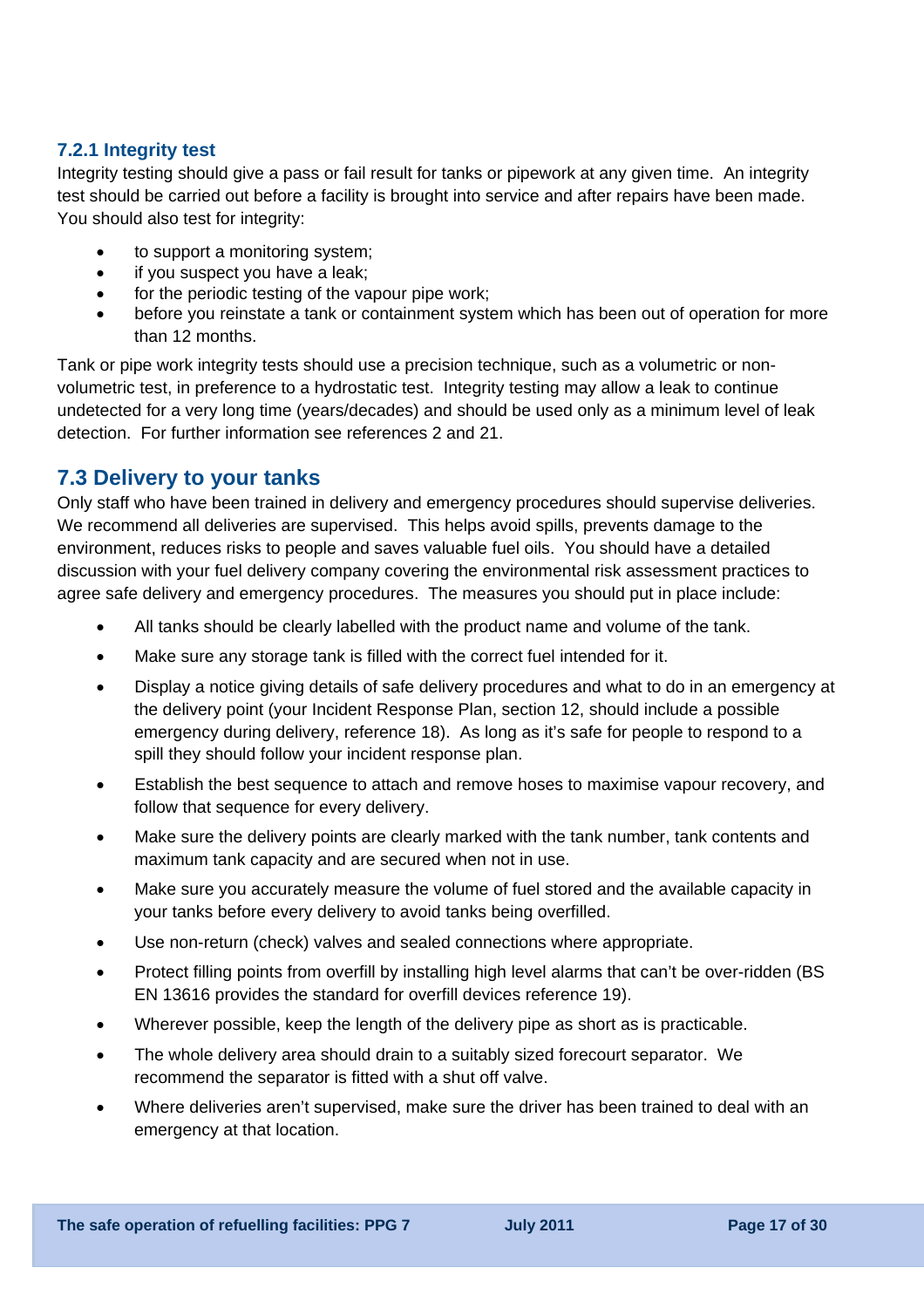### 7.2.1 Integrity test

Integrity testing should give a pass or fail result for tanks or pipework at any given time. An integrity test should be carried out before a facility is brought into service and after repairs have been made. You should also test for integrity:

- to support a monitoring system;
- if you suspect you have a leak;
- for the periodic testing of the vapour pipe work;
- before you reinstate a tank or containment system which has been out of operation for more than 12 months.

Tank or pipe work integrity tests should use a precision technique, such as a volumetric or non-volumetric test, in preference to a hydrostatic test. Integrity testing may allow a leak to continue undetected for a very long time (years/decades) and should be used only as a minimum level of leak detection. For further information see references 2 and 21.

## 7.3 Delivery to your tanks

Only staff who have been trained in delivery and emergency procedures should supervise deliveries. We recommend all deliveries are supervised. This helps avoid spills, prevents damage to the environment, reduces risks to people and saves valuable fuel oils. You should have a detailed discussion with your fuel delivery company covering the environmental risk assessment practices to agree safe delivery and emergency procedures. The measures you should put in place include:

- All tanks should be clearly labelled with the product name and volume of the tank.
- Make sure any storage tank is filled with the correct fuel intended for it.
- Display a notice giving details of safe delivery procedures and what to do in an emergency at the delivery point (your Incident Response Plan, section 12, should include a possible emergency during delivery, reference 18). As long as it's safe for people to respond to a spill they should follow your incident response plan.
- Establish the best sequence to attach and remove hoses to maximise vapour recovery, and follow that sequence for every delivery.
- Make sure the delivery points are clearly marked with the tank number, tank contents and maximum tank capacity and are secured when not in use.
- Make sure you accurately measure the volume of fuel stored and the available capacity in your tanks before every delivery to avoid tanks being overfilled.
- Use non-return (check) valves and sealed connections where appropriate.
- Protect filling points from overfill by installing high level alarms that can't be over-ridden (BS EN 13616 provides the standard for overfill devices reference 19).
- Wherever possible, keep the length of the delivery pipe as short as is practicable.
- The whole delivery area should drain to a suitably sized forecourt separator. We recommend the separator is fitted with a shut off valve.
- Where deliveries aren't supervised, make sure the driver has been trained to deal with an emergency at that location.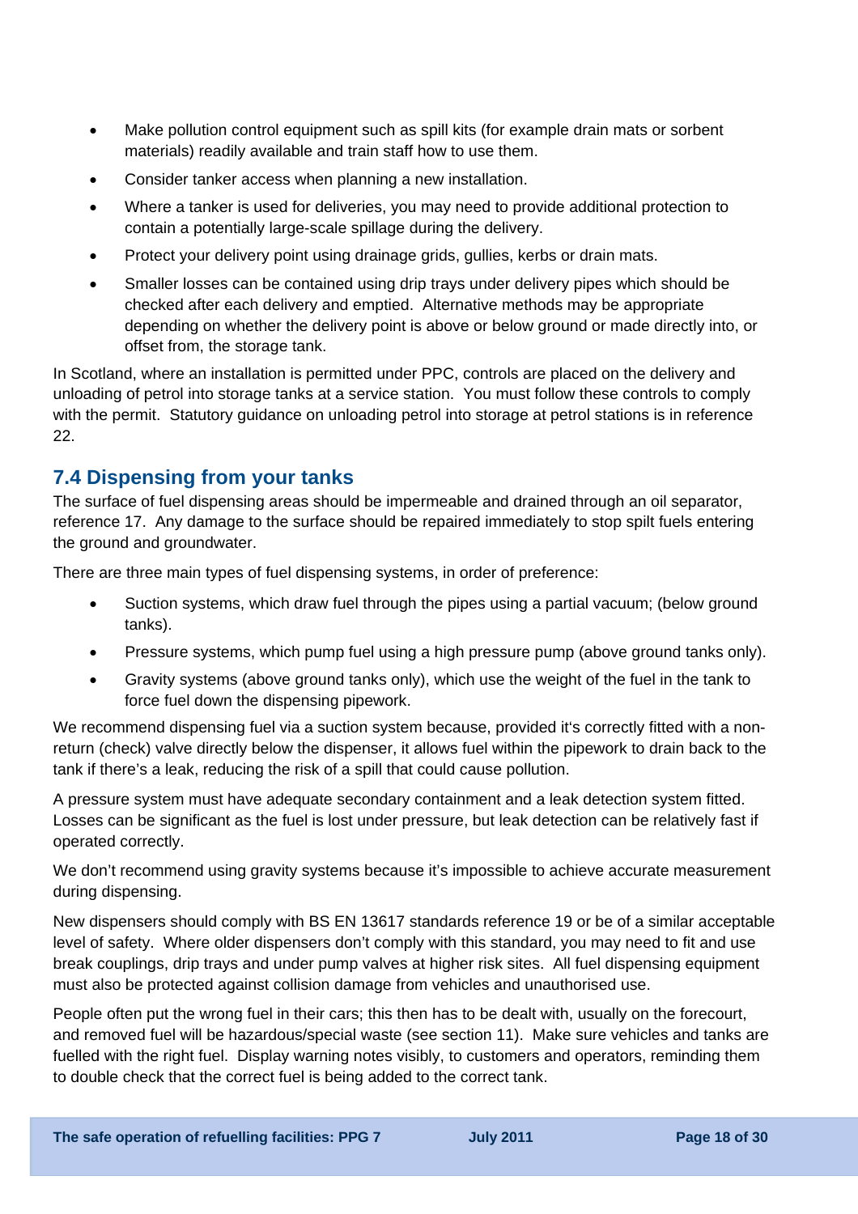- Make pollution control equipment such as spill kits (for example drain mats or sorbent materials) readily available and train staff how to use them.
- Consider tanker access when planning a new installation.
- Where a tanker is used for deliveries, you may need to provide additional protection to contain a potentially large-scale spillage during the delivery.
- Protect your delivery point using drainage grids, gullies, kerbs or drain mats.
- Smaller losses can be contained using drip trays under delivery pipes which should be checked after each delivery and emptied. Alternative methods may be appropriate depending on whether the delivery point is above or below ground or made directly into, or offset from, the storage tank.

In Scotland, where an installation is permitted under PPC, controls are placed on the delivery and unloading of petrol into storage tanks at a service station. You must follow these controls to comply with the permit. Statutory guidance on unloading petrol into storage at petrol stations is in reference 22.

## 7.4 Dispensing from your tanks

The surface of fuel dispensing areas should be impermeable and drained through an oil separator, reference 17. Any damage to the surface should be repaired immediately to stop spilt fuels entering the ground and groundwater.

There are three main types of fuel dispensing systems, in order of preference:

- Suction systems, which draw fuel through the pipes using a partial vacuum; (below ground tanks).
- Pressure systems, which pump fuel using a high pressure pump (above ground tanks only).
- Gravity systems (above ground tanks only), which use the weight of the fuel in the tank to force fuel down the dispensing pipework.

We recommend dispensing fuel via a suction system because, provided it's correctly fitted with a non-return (check) valve directly below the dispenser, it allows fuel within the pipework to drain back to the tank if there's a leak, reducing the risk of a spill that could cause pollution.

A pressure system must have adequate secondary containment and a leak detection system fitted. Losses can be significant as the fuel is lost under pressure, but leak detection can be relatively fast if operated correctly.

We don't recommend using gravity systems because it's impossible to achieve accurate measurement during dispensing.

New dispensers should comply with BS EN 13617 standards reference 19 or be of a similar acceptable level of safety. Where older dispensers don't comply with this standard, you may need to fit and use break couplings, drip trays and under pump valves at higher risk sites. All fuel dispensing equipment must also be protected against collision damage from vehicles and unauthorised use.

People often put the wrong fuel in their cars; this then has to be dealt with, usually on the forecourt, and removed fuel will be hazardous/special waste (see section 11). Make sure vehicles and tanks are fuelled with the right fuel. Display warning notes visibly, to customers and operators, reminding them to double check that the correct fuel is being added to the correct tank.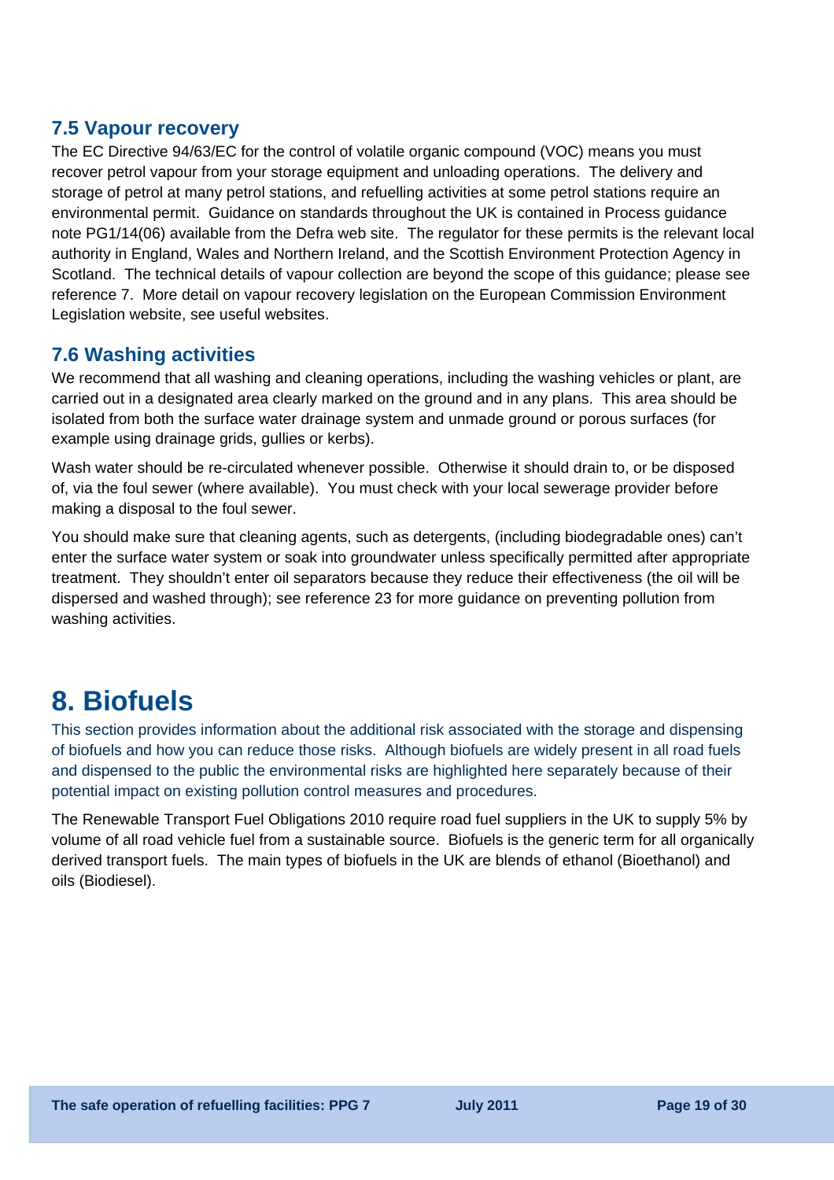## 7.5 Vapour recovery

The EC Directive 94/63/EC for the control of volatile organic compound (VOC) means you must recover petrol vapour from your storage equipment and unloading operations. The delivery and storage of petrol at many petrol stations, and refuelling activities at some petrol stations require an environmental permit. Guidance on standards throughout the UK is contained in Process guidance note PG1/14(06) available from the Defra web site. The regulator for these permits is the relevant local authority in England, Wales and Northern Ireland, and the Scottish Environment Protection Agency in Scotland. The technical details of vapour collection are beyond the scope of this guidance; please see reference 7. More detail on vapour recovery legislation on the European Commission Environment Legislation website, see useful websites.

## 7.6 Washing activities

We recommend that all washing and cleaning operations, including the washing vehicles or plant, are carried out in a designated area clearly marked on the ground and in any plans. This area should be isolated from both the surface water drainage system and unmade ground or porous surfaces (for example using drainage grids, gullies or kerbs).

Wash water should be re-circulated whenever possible. Otherwise it should drain to, or be disposed of, via the foul sewer (where available). You must check with your local sewerage provider before making a disposal to the foul sewer.

You should make sure that cleaning agents, such as detergents, (including biodegradable ones) can't enter the surface water system or soak into groundwater unless specifically permitted after appropriate treatment. They shouldn't enter oil separators because they reduce their effectiveness (the oil will be dispersed and washed through); see reference 23 for more guidance on preventing pollution from washing activities.

# 8. Biofuels

This section provides information about the additional risk associated with the storage and dispensing of biofuels and how you can reduce those risks. Although biofuels are widely present in all road fuels and dispensed to the public the environmental risks are highlighted here separately because of their potential impact on existing pollution control measures and procedures.

The Renewable Transport Fuel Obligations 2010 require road fuel suppliers in the UK to supply 5% by volume of all road vehicle fuel from a sustainable source. Biofuels is the generic term for all organically derived transport fuels. The main types of biofuels in the UK are blends of ethanol (Bioethanol) and oils (Biodiesel).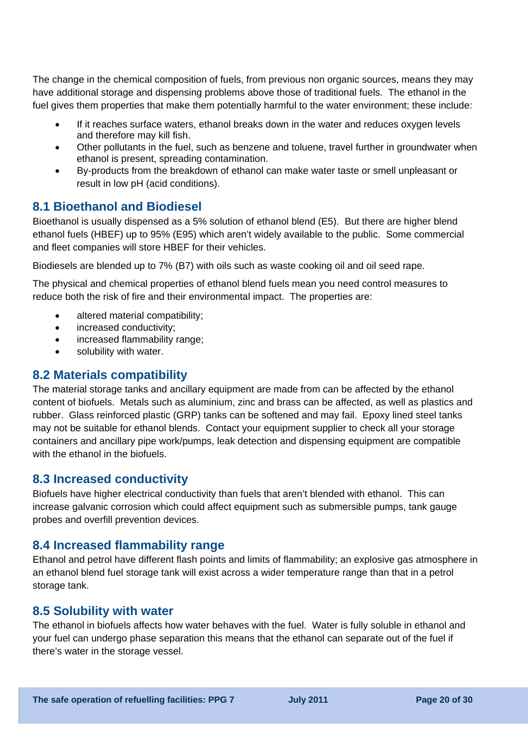The change in the chemical composition of fuels, from previous non organic sources, means they may have additional storage and dispensing problems above those of traditional fuels. The ethanol in the fuel gives them properties that make them potentially harmful to the water environment; these include:

- If it reaches surface waters, ethanol breaks down in the water and reduces oxygen levels and therefore may kill fish.
- Other pollutants in the fuel, such as benzene and toluene, travel further in groundwater when ethanol is present, spreading contamination.
- By-products from the breakdown of ethanol can make water taste or smell unpleasant or result in low pH (acid conditions).

## 8.1 Bioethanol and Biodiesel

Bioethanol is usually dispensed as a 5% solution of ethanol blend (E5). But there are higher blend ethanol fuels (HBEF) up to 95% (E95) which aren't widely available to the public. Some commercial and fleet companies will store HBEF for their vehicles.

Biodiesels are blended up to 7% (B7) with oils such as waste cooking oil and oil seed rape.

The physical and chemical properties of ethanol blend fuels mean you need control measures to reduce both the risk of fire and their environmental impact. The properties are:

- altered material compatibility;
- increased conductivity;
- increased flammability range;
- solubility with water.

## 8.2 Materials compatibility

The material storage tanks and ancillary equipment are made from can be affected by the ethanol content of biofuels. Metals such as aluminium, zinc and brass can be affected, as well as plastics and rubber. Glass reinforced plastic (GRP) tanks can be softened and may fail. Epoxy lined steel tanks may not be suitable for ethanol blends. Contact your equipment supplier to check all your storage containers and ancillary pipe work/pumps, leak detection and dispensing equipment are compatible with the ethanol in the biofuels.

## 8.3 Increased conductivity

Biofuels have higher electrical conductivity than fuels that aren't blended with ethanol. This can increase galvanic corrosion which could affect equipment such as submersible pumps, tank gauge probes and overfill prevention devices.

## 8.4 Increased flammability range

Ethanol and petrol have different flash points and limits of flammability; an explosive gas atmosphere in an ethanol blend fuel storage tank will exist across a wider temperature range than that in a petrol storage tank.

## 8.5 Solubility with water

The ethanol in biofuels affects how water behaves with the fuel. Water is fully soluble in ethanol and your fuel can undergo phase separation this means that the ethanol can separate out of the fuel if there's water in the storage vessel.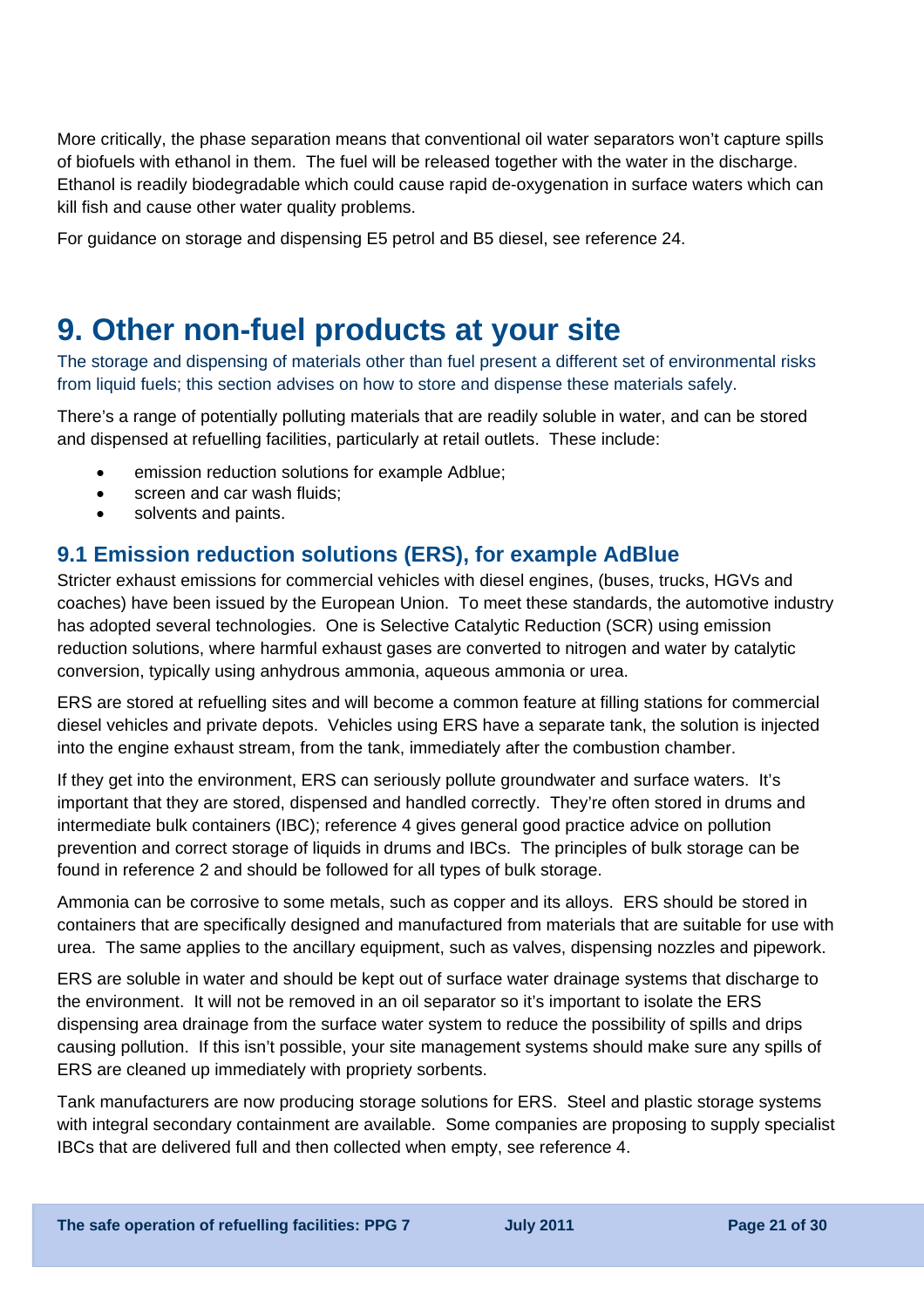More critically, the phase separation means that conventional oil water separators won't capture spills of biofuels with ethanol in them. The fuel will be released together with the water in the discharge. Ethanol is readily biodegradable which could cause rapid de-oxygenation in surface waters which can kill fish and cause other water quality problems.

For guidance on storage and dispensing E5 petrol and B5 diesel, see reference 24.

# 9. Other non-fuel products at your site

The storage and dispensing of materials other than fuel present a different set of environmental risks from liquid fuels; this section advises on how to store and dispense these materials safely.

There's a range of potentially polluting materials that are readily soluble in water, and can be stored and dispensed at refuelling facilities, particularly at retail outlets. These include:

- emission reduction solutions for example Adblue;
- screen and car wash fluids;
- solvents and paints.

## 9.1 Emission reduction solutions (ERS), for example AdBlue

Stricter exhaust emissions for commercial vehicles with diesel engines, (buses, trucks, HGVs and coaches) have been issued by the European Union. To meet these standards, the automotive industry has adopted several technologies. One is Selective Catalytic Reduction (SCR) using emission reduction solutions, where harmful exhaust gases are converted to nitrogen and water by catalytic conversion, typically using anhydrous ammonia, aqueous ammonia or urea.

ERS are stored at refuelling sites and will become a common feature at filling stations for commercial diesel vehicles and private depots. Vehicles using ERS have a separate tank, the solution is injected into the engine exhaust stream, from the tank, immediately after the combustion chamber.

If they get into the environment, ERS can seriously pollute groundwater and surface waters. It's important that they are stored, dispensed and handled correctly. They're often stored in drums and intermediate bulk containers (IBC); reference 4 gives general good practice advice on pollution prevention and correct storage of liquids in drums and IBCs. The principles of bulk storage can be found in reference 2 and should be followed for all types of bulk storage.

Ammonia can be corrosive to some metals, such as copper and its alloys. ERS should be stored in containers that are specifically designed and manufactured from materials that are suitable for use with urea. The same applies to the ancillary equipment, such as valves, dispensing nozzles and pipework.

ERS are soluble in water and should be kept out of surface water drainage systems that discharge to the environment. It will not be removed in an oil separator so it's important to isolate the ERS dispensing area drainage from the surface water system to reduce the possibility of spills and drips causing pollution. If this isn't possible, your site management systems should make sure any spills of ERS are cleaned up immediately with propriety sorbents.

Tank manufacturers are now producing storage solutions for ERS. Steel and plastic storage systems with integral secondary containment are available. Some companies are proposing to supply specialist IBCs that are delivered full and then collected when empty, see reference 4.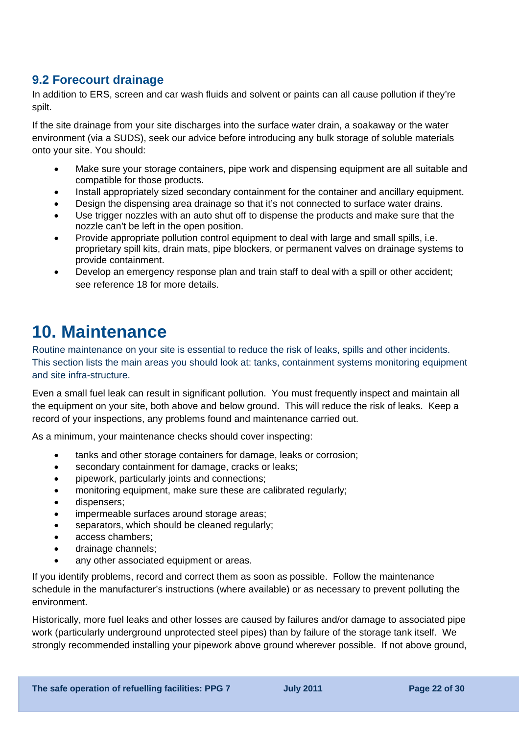## 9.2 Forecourt drainage

In addition to ERS, screen and car wash fluids and solvent or paints can all cause pollution if they're spilt.

If the site drainage from your site discharges into the surface water drain, a soakaway or the water environment (via a SUDS), seek our advice before introducing any bulk storage of soluble materials onto your site. You should:

- Make sure your storage containers, pipe work and dispensing equipment are all suitable and compatible for those products.
- Install appropriately sized secondary containment for the container and ancillary equipment.
- Design the dispensing area drainage so that it's not connected to surface water drains.
- Use trigger nozzles with an auto shut off to dispense the products and make sure that the nozzle can't be left in the open position.
- Provide appropriate pollution control equipment to deal with large and small spills, i.e. proprietary spill kits, drain mats, pipe blockers, or permanent valves on drainage systems to provide containment.
- Develop an emergency response plan and train staff to deal with a spill or other accident; see reference 18 for more details.

# 10. Maintenance

Routine maintenance on your site is essential to reduce the risk of leaks, spills and other incidents. This section lists the main areas you should look at: tanks, containment systems monitoring equipment and site infra-structure.

Even a small fuel leak can result in significant pollution. You must frequently inspect and maintain all the equipment on your site, both above and below ground. This will reduce the risk of leaks. Keep a record of your inspections, any problems found and maintenance carried out.

As a minimum, your maintenance checks should cover inspecting:

- tanks and other storage containers for damage, leaks or corrosion;
- secondary containment for damage, cracks or leaks;
- pipework, particularly joints and connections;
- monitoring equipment, make sure these are calibrated regularly;
- dispensers;
- impermeable surfaces around storage areas;
- separators, which should be cleaned regularly;
- access chambers;
- drainage channels;
- any other associated equipment or areas.

If you identify problems, record and correct them as soon as possible. Follow the maintenance schedule in the manufacturer's instructions (where available) or as necessary to prevent polluting the environment.

Historically, more fuel leaks and other losses are caused by failures and/or damage to associated pipe work (particularly underground unprotected steel pipes) than by failure of the storage tank itself. We strongly recommended installing your pipework above ground wherever possible. If not above ground,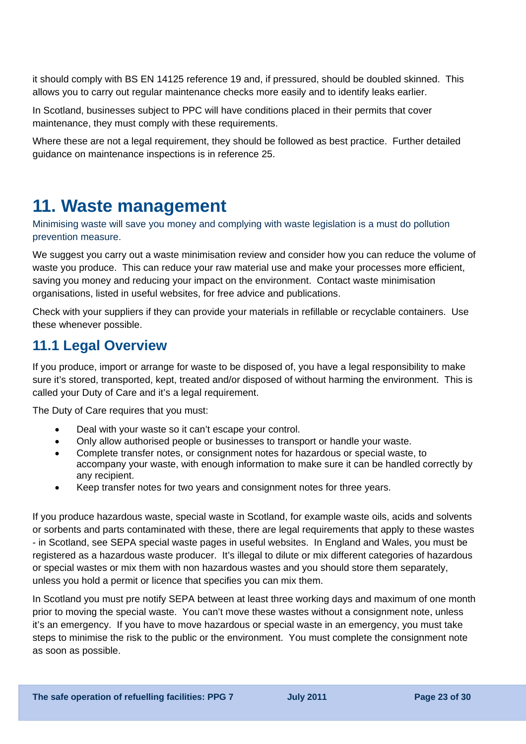it should comply with BS EN 14125 reference 19 and, if pressured, should be doubled skinned. This allows you to carry out regular maintenance checks more easily and to identify leaks earlier.

In Scotland, businesses subject to PPC will have conditions placed in their permits that cover maintenance, they must comply with these requirements.

Where these are not a legal requirement, they should be followed as best practice. Further detailed guidance on maintenance inspections is in reference 25.

# 11. Waste management

Minimising waste will save you money and complying with waste legislation is a must do pollution prevention measure.

We suggest you carry out a waste minimisation review and consider how you can reduce the volume of waste you produce. This can reduce your raw material use and make your processes more efficient, saving you money and reducing your impact on the environment. Contact waste minimisation organisations, listed in useful websites, for free advice and publications.

Check with your suppliers if they can provide your materials in refillable or recyclable containers. Use these whenever possible.

## 11.1 Legal Overview

If you produce, import or arrange for waste to be disposed of, you have a legal responsibility to make sure it's stored, transported, kept, treated and/or disposed of without harming the environment. This is called your Duty of Care and it's a legal requirement.

The Duty of Care requires that you must:

- Deal with your waste so it can't escape your control.
- Only allow authorised people or businesses to transport or handle your waste.
- Complete transfer notes, or consignment notes for hazardous or special waste, to accompany your waste, with enough information to make sure it can be handled correctly by any recipient.
- Keep transfer notes for two years and consignment notes for three years.

If you produce hazardous waste, special waste in Scotland, for example waste oils, acids and solvents or sorbents and parts contaminated with these, there are legal requirements that apply to these wastes - in Scotland, see SEPA special waste pages in useful websites. In England and Wales, you must be registered as a hazardous waste producer. It's illegal to dilute or mix different categories of hazardous or special wastes or mix them with non hazardous wastes and you should store them separately, unless you hold a permit or licence that specifies you can mix them.

In Scotland you must pre notify SEPA between at least three working days and maximum of one month prior to moving the special waste. You can't move these wastes without a consignment note, unless it's an emergency. If you have to move hazardous or special waste in an emergency, you must take steps to minimise the risk to the public or the environment. You must complete the consignment note as soon as possible.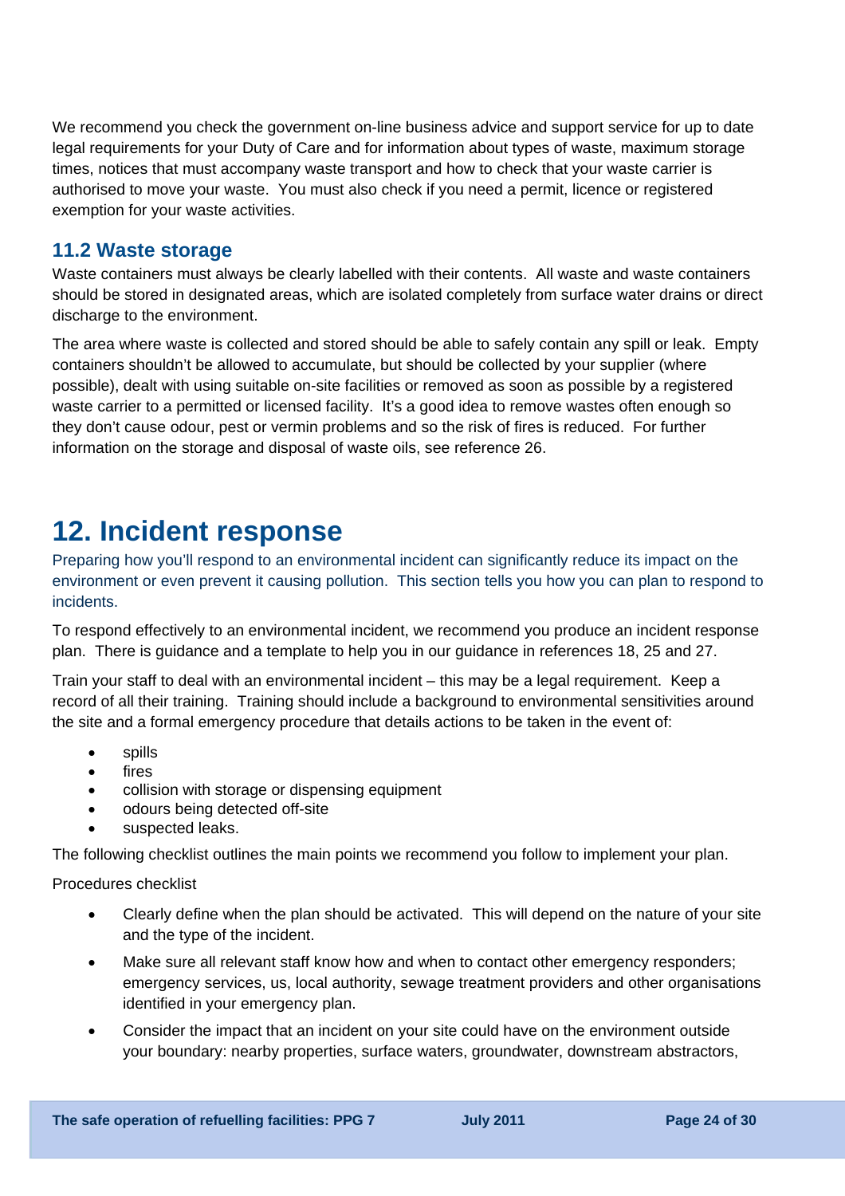We recommend you check the government on-line business advice and support service for up to date legal requirements for your Duty of Care and for information about types of waste, maximum storage times, notices that must accompany waste transport and how to check that your waste carrier is authorised to move your waste. You must also check if you need a permit, licence or registered exemption for your waste activities.

### 11.2 Waste storage

Waste containers must always be clearly labelled with their contents. All waste and waste containers should be stored in designated areas, which are isolated completely from surface water drains or direct discharge to the environment.

The area where waste is collected and stored should be able to safely contain any spill or leak. Empty containers shouldn't be allowed to accumulate, but should be collected by your supplier (where possible), dealt with using suitable on-site facilities or removed as soon as possible by a registered waste carrier to a permitted or licensed facility. It's a good idea to remove wastes often enough so they don't cause odour, pest or vermin problems and so the risk of fires is reduced. For further information on the storage and disposal of waste oils, see reference 26.

## 12. Incident response

Preparing how you'll respond to an environmental incident can significantly reduce its impact on the environment or even prevent it causing pollution. This section tells you how you can plan to respond to incidents.

To respond effectively to an environmental incident, we recommend you produce an incident response plan. There is guidance and a template to help you in our guidance in references 18, 25 and 27.

Train your staff to deal with an environmental incident – this may be a legal requirement. Keep a record of all their training. Training should include a background to environmental sensitivities around the site and a formal emergency procedure that details actions to be taken in the event of:

- spills
- fires
- collision with storage or dispensing equipment
- odours being detected off-site
- suspected leaks.

The following checklist outlines the main points we recommend you follow to implement your plan.

Procedures checklist

- Clearly define when the plan should be activated. This will depend on the nature of your site and the type of the incident.
- Make sure all relevant staff know how and when to contact other emergency responders; emergency services, us, local authority, sewage treatment providers and other organisations identified in your emergency plan.
- Consider the impact that an incident on your site could have on the environment outside your boundary: nearby properties, surface waters, groundwater, downstream abstractors,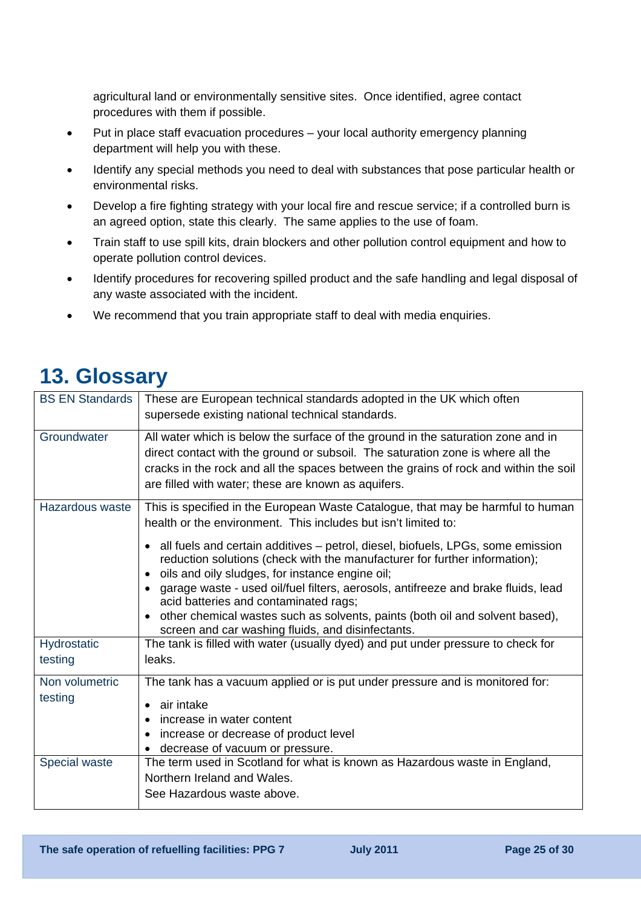agricultural land or environmentally sensitive sites. Once identified, agree contact procedures with them if possible.

- Put in place staff evacuation procedures – your local authority emergency planning department will help you with these.
- Identify any special methods you need to deal with substances that pose particular health or environmental risks.
- Develop a fire fighting strategy with your local fire and rescue service; if a controlled burn is an agreed option, state this clearly. The same applies to the use of foam.
- Train staff to use spill kits, drain blockers and other pollution control equipment and how to operate pollution control devices.
- Identify procedures for recovering spilled product and the safe handling and legal disposal of any waste associated with the incident.
- We recommend that you train appropriate staff to deal with media enquiries.

# 13. Glossary

| | |
|---|---|
| BS EN Standards | These are European technical standards adopted in the UK which often supersede existing national technical standards. |
| Groundwater | All water which is below the surface of the ground in the saturation zone and in direct contact with the ground or subsoil. The saturation zone is where all the cracks in the rock and all the spaces between the grains of rock and within the soil are filled with water; these are known as aquifers. |
| Hazardous waste | This is specified in the European Waste Catalogue, that may be harmful to human health or the environment. This includes but isn't limited to:<br>• all fuels and certain additives – petrol, diesel, biofuels, LPGs, some emission reduction solutions (check with the manufacturer for further information);<br>• oils and oily sludges, for instance engine oil;<br>• garage waste - used oil/fuel filters, aerosols, antifreeze and brake fluids, lead acid batteries and contaminated rags;<br>• other chemical wastes such as solvents, paints (both oil and solvent based), screen and car washing fluids, and disinfectants. |
| Hydrostatic testing | The tank is filled with water (usually dyed) and put under pressure to check for leaks. |
| Non volumetric testing | The tank has a vacuum applied or is put under pressure and is monitored for:<br>• air intake<br>• increase in water content<br>• increase or decrease of product level<br>• decrease of vacuum or pressure. |
| Special waste | The term used in Scotland for what is known as Hazardous waste in England, Northern Ireland and Wales.<br>See Hazardous waste above. |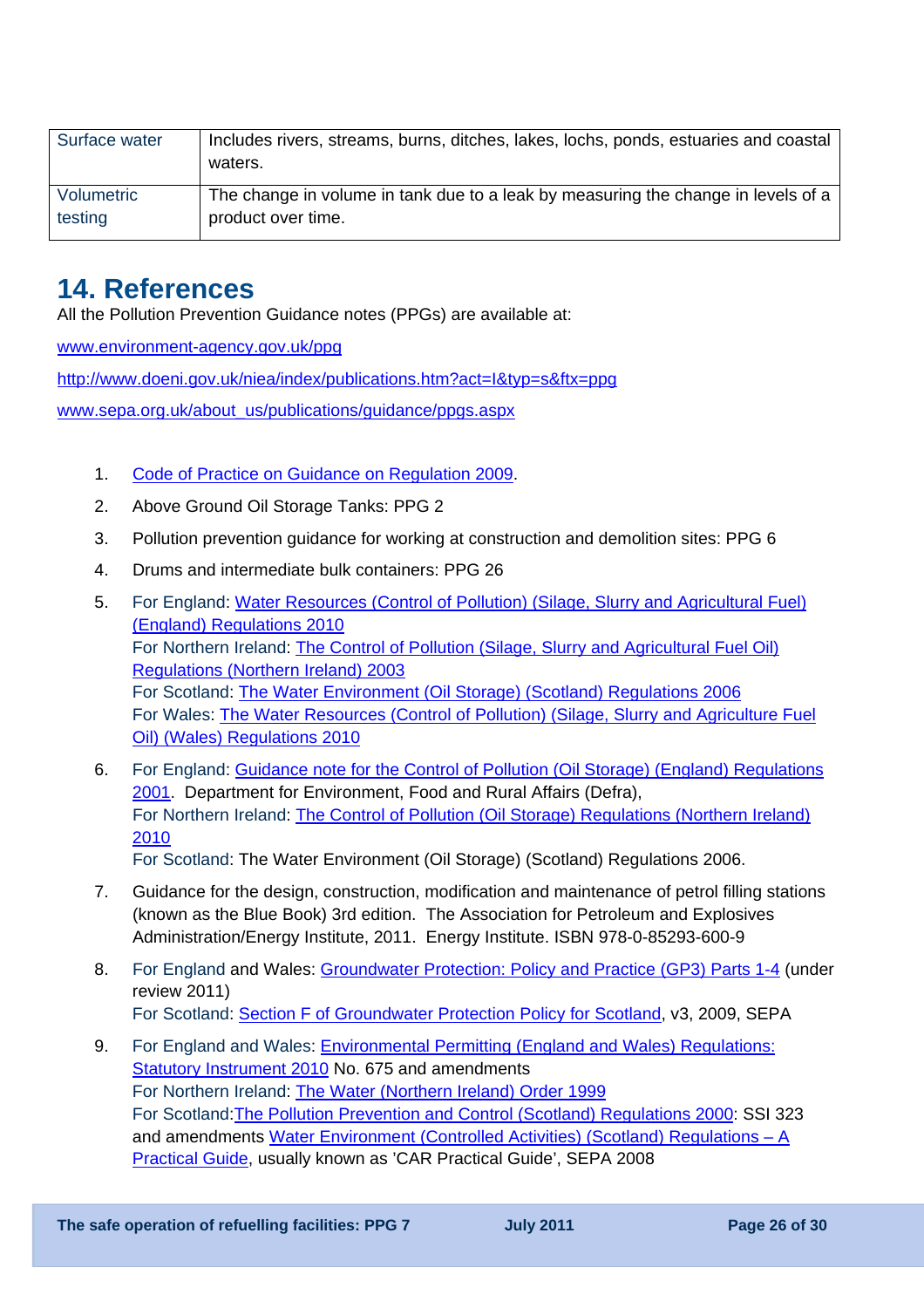| Surface water | Includes rivers, streams, burns, ditches, lakes, lochs, ponds, estuaries and coastal waters. |
|---|---|
| Volumetric testing | The change in volume in tank due to a leak by measuring the change in levels of a product over time. |

# 14. References

All the Pollution Prevention Guidance notes (PPGs) are available at:

www.environment-agency.gov.uk/ppg

http://www.doeni.gov.uk/niea/index/publications.htm?act=I&typ=s&ftx=ppg

www.sepa.org.uk/about_us/publications/guidance/ppgs.aspx

1. Code of Practice on Guidance on Regulation 2009.
2. Above Ground Oil Storage Tanks: PPG 2
3. Pollution prevention guidance for working at construction and demolition sites: PPG 6
4. Drums and intermediate bulk containers: PPG 26
5. For England: Water Resources (Control of Pollution) (Silage, Slurry and Agricultural Fuel) (England) Regulations 2010
   For Northern Ireland: The Control of Pollution (Silage, Slurry and Agricultural Fuel Oil) Regulations (Northern Ireland) 2003
   For Scotland: The Water Environment (Oil Storage) (Scotland) Regulations 2006
   For Wales: The Water Resources (Control of Pollution) (Silage, Slurry and Agriculture Fuel Oil) (Wales) Regulations 2010
6. For England: Guidance note for the Control of Pollution (Oil Storage) (England) Regulations 2001. Department for Environment, Food and Rural Affairs (Defra),
   For Northern Ireland: The Control of Pollution (Oil Storage) Regulations (Northern Ireland) 2010
   For Scotland: The Water Environment (Oil Storage) (Scotland) Regulations 2006.
7. Guidance for the design, construction, modification and maintenance of petrol filling stations (known as the Blue Book) 3rd edition. The Association for Petroleum and Explosives Administration/Energy Institute, 2011. Energy Institute. ISBN 978-0-85293-600-9
8. For England and Wales: Groundwater Protection: Policy and Practice (GP3) Parts 1-4 (under review 2011)
   For Scotland: Section F of Groundwater Protection Policy for Scotland, v3, 2009, SEPA
9. For England and Wales: Environmental Permitting (England and Wales) Regulations: Statutory Instrument 2010 No. 675 and amendments
   For Northern Ireland: The Water (Northern Ireland) Order 1999
   For Scotland:The Pollution Prevention and Control (Scotland) Regulations 2000: SSI 323 and amendments Water Environment (Controlled Activities) (Scotland) Regulations – A Practical Guide, usually known as 'CAR Practical Guide', SEPA 2008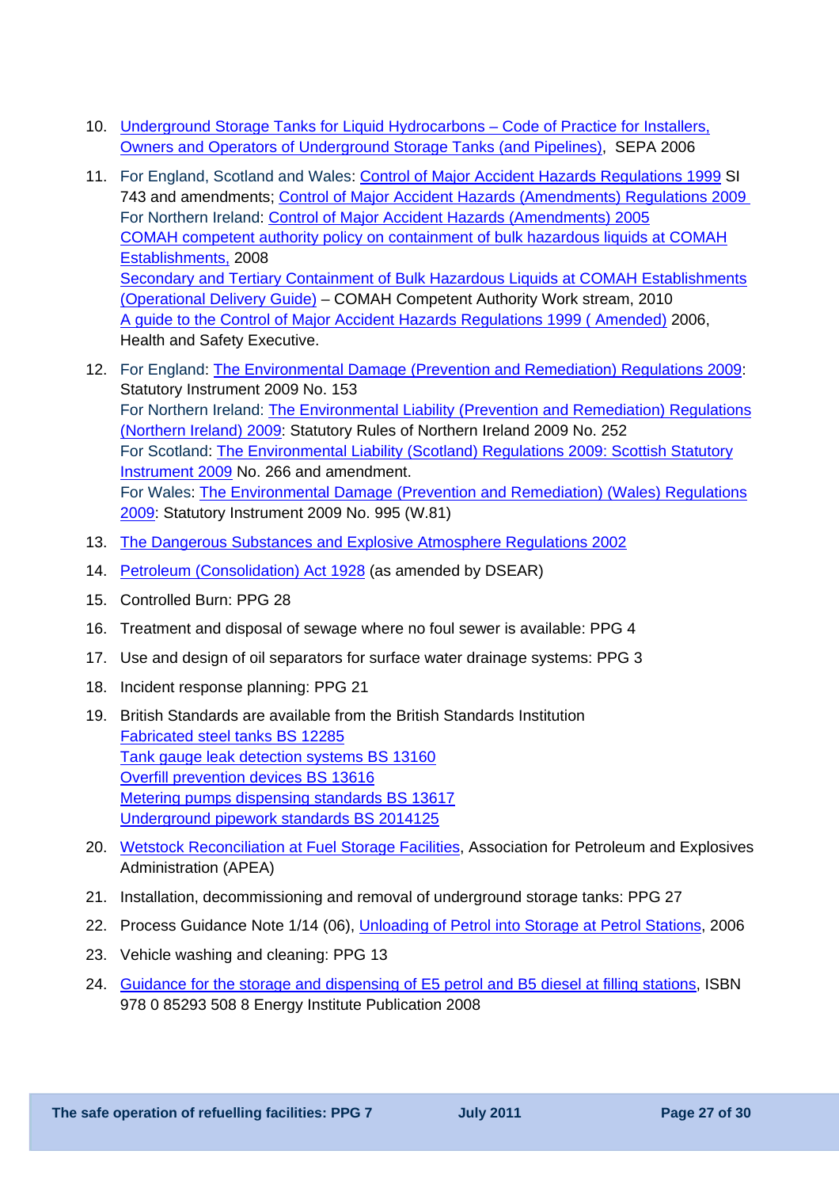10. Underground Storage Tanks for Liquid Hydrocarbons – Code of Practice for Installers, Owners and Operators of Underground Storage Tanks (and Pipelines), SEPA 2006

11. For England, Scotland and Wales: Control of Major Accident Hazards Regulations 1999 SI 743 and amendments; Control of Major Accident Hazards (Amendments) Regulations 2009
    For Northern Ireland: Control of Major Accident Hazards (Amendments) 2005
    COMAH competent authority policy on containment of bulk hazardous liquids at COMAH Establishments, 2008
    Secondary and Tertiary Containment of Bulk Hazardous Liquids at COMAH Establishments (Operational Delivery Guide) – COMAH Competent Authority Work stream, 2010
    A guide to the Control of Major Accident Hazards Regulations 1999 ( Amended) 2006, Health and Safety Executive.

12. For England: The Environmental Damage (Prevention and Remediation) Regulations 2009: Statutory Instrument 2009 No. 153
    For Northern Ireland: The Environmental Liability (Prevention and Remediation) Regulations (Northern Ireland) 2009: Statutory Rules of Northern Ireland 2009 No. 252
    For Scotland: The Environmental Liability (Scotland) Regulations 2009: Scottish Statutory Instrument 2009 No. 266 and amendment.
    For Wales: The Environmental Damage (Prevention and Remediation) (Wales) Regulations 2009: Statutory Instrument 2009 No. 995 (W.81)

13. The Dangerous Substances and Explosive Atmosphere Regulations 2002

14. Petroleum (Consolidation) Act 1928 (as amended by DSEAR)

15. Controlled Burn: PPG 28

16. Treatment and disposal of sewage where no foul sewer is available: PPG 4

17. Use and design of oil separators for surface water drainage systems: PPG 3

18. Incident response planning: PPG 21

19. British Standards are available from the British Standards Institution
    Fabricated steel tanks BS 12285
    Tank gauge leak detection systems BS 13160
    Overfill prevention devices BS 13616
    Metering pumps dispensing standards BS 13617
    Underground pipework standards BS 2014125

20. Wetstock Reconciliation at Fuel Storage Facilities, Association for Petroleum and Explosives Administration (APEA)

21. Installation, decommissioning and removal of underground storage tanks: PPG 27

22. Process Guidance Note 1/14 (06), Unloading of Petrol into Storage at Petrol Stations, 2006

23. Vehicle washing and cleaning: PPG 13

24. Guidance for the storage and dispensing of E5 petrol and B5 diesel at filling stations, ISBN 978 0 85293 508 8 Energy Institute Publication 2008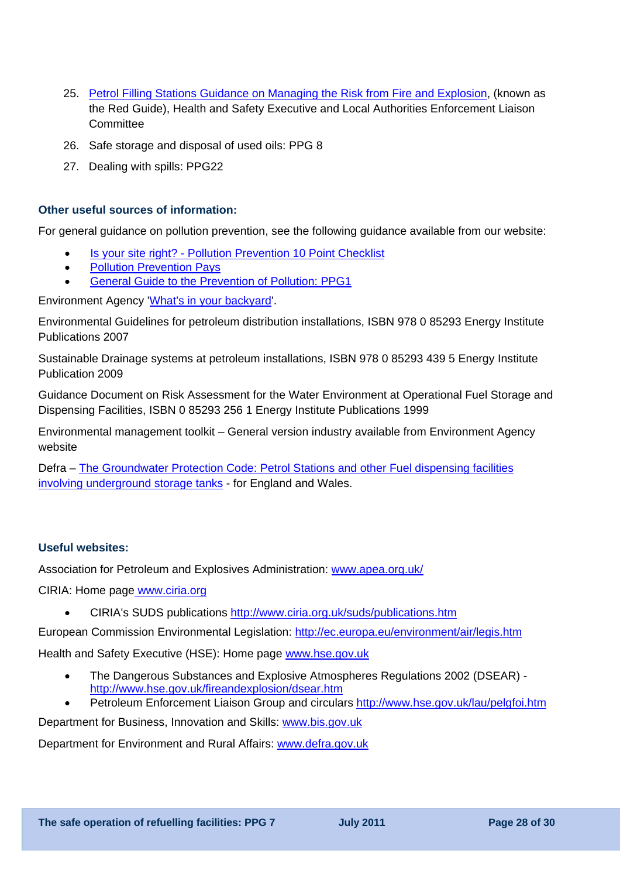25. [Petrol Filling Stations Guidance on Managing the Risk from Fire and Explosion](), (known as the Red Guide), Health and Safety Executive and Local Authorities Enforcement Liaison Committee
26. Safe storage and disposal of used oils: PPG 8
27. Dealing with spills: PPG22

### Other useful sources of information:

For general guidance on pollution prevention, see the following guidance available from our website:

- Is your site right? - Pollution Prevention 10 Point Checklist
- Pollution Prevention Pays
- General Guide to the Prevention of Pollution: PPG1

Environment Agency 'What's in your backyard'.

Environmental Guidelines for petroleum distribution installations, ISBN 978 0 85293 Energy Institute Publications 2007

Sustainable Drainage systems at petroleum installations, ISBN 978 0 85293 439 5 Energy Institute Publication 2009

Guidance Document on Risk Assessment for the Water Environment at Operational Fuel Storage and Dispensing Facilities, ISBN 0 85293 256 1 Energy Institute Publications 1999

Environmental management toolkit – General version industry available from Environment Agency website

Defra – The Groundwater Protection Code: Petrol Stations and other Fuel dispensing facilities involving underground storage tanks - for England and Wales.

### Useful websites:

Association for Petroleum and Explosives Administration: www.apea.org.uk/

CIRIA: Home page www.ciria.org

- CIRIA's SUDS publications http://www.ciria.org.uk/suds/publications.htm

European Commission Environmental Legislation: http://ec.europa.eu/environment/air/legis.htm

Health and Safety Executive (HSE): Home page www.hse.gov.uk

- The Dangerous Substances and Explosive Atmospheres Regulations 2002 (DSEAR) - http://www.hse.gov.uk/fireandexplosion/dsear.htm
- Petroleum Enforcement Liaison Group and circulars http://www.hse.gov.uk/lau/pelgfoi.htm

Department for Business, Innovation and Skills: www.bis.gov.uk

Department for Environment and Rural Affairs: www.defra.gov.uk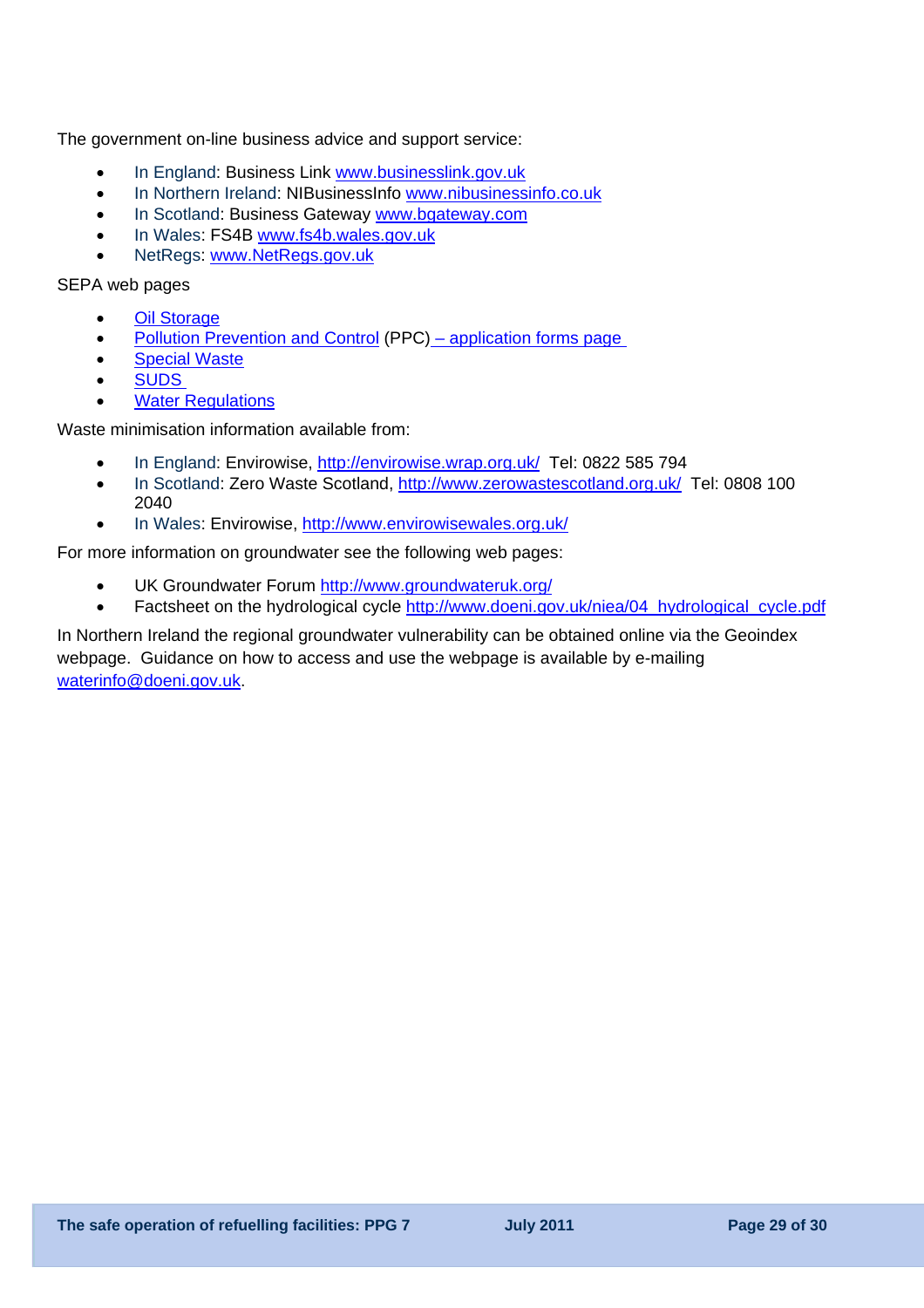The government on-line business advice and support service:

- In England: Business Link www.businesslink.gov.uk
- In Northern Ireland: NIBusinessInfo www.nibusinessinfo.co.uk
- In Scotland: Business Gateway www.bgateway.com
- In Wales: FS4B www.fs4b.wales.gov.uk
- NetRegs: www.NetRegs.gov.uk

SEPA web pages

- Oil Storage
- Pollution Prevention and Control (PPC) – application forms page
- Special Waste
- SUDS
- Water Regulations

Waste minimisation information available from:

- In England: Envirowise, http://envirowise.wrap.org.uk/ Tel: 0822 585 794
- In Scotland: Zero Waste Scotland, http://www.zerowastescotland.org.uk/ Tel: 0808 100 2040
- In Wales: Envirowise, http://www.envirowisewales.org.uk/

For more information on groundwater see the following web pages:

- UK Groundwater Forum http://www.groundwateruk.org/
- Factsheet on the hydrological cycle http://www.doeni.gov.uk/niea/04_hydrological_cycle.pdf

In Northern Ireland the regional groundwater vulnerability can be obtained online via the Geoindex webpage. Guidance on how to access and use the webpage is available by e-mailing waterinfo@doeni.gov.uk.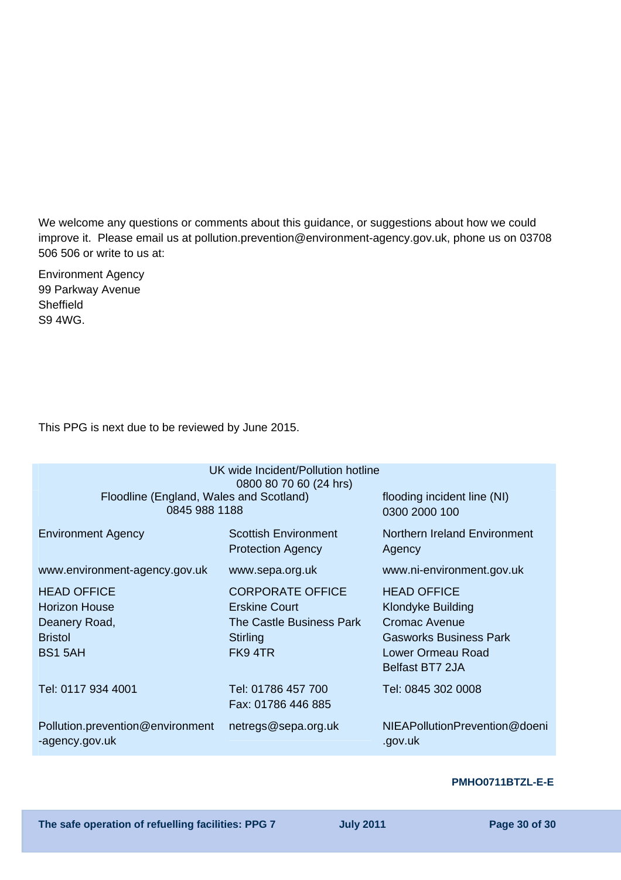We welcome any questions or comments about this guidance, or suggestions about how we could improve it. Please email us at pollution.prevention@environment-agency.gov.uk, phone us on 03708 506 506 or write to us at:

Environment Agency
99 Parkway Avenue
Sheffield
S9 4WG.

This PPG is next due to be reviewed by June 2015.

| | | |
|---|---|---|
| UK wide Incident/Pollution hotline 0800 80 70 60 (24 hrs) | | |
| Floodline (England, Wales and Scotland) 0845 988 1188 | | flooding incident line (NI) 0300 2000 100 |
| Environment Agency | Scottish Environment Protection Agency | Northern Ireland Environment Agency |
| www.environment-agency.gov.uk | www.sepa.org.uk | www.ni-environment.gov.uk |
| HEAD OFFICE<br>Horizon House<br>Deanery Road,<br>Bristol<br>BS1 5AH | CORPORATE OFFICE<br>Erskine Court<br>The Castle Business Park<br>Stirling<br>FK9 4TR | HEAD OFFICE<br>Klondyke Building<br>Cromac Avenue<br>Gasworks Business Park<br>Lower Ormeau Road<br>Belfast BT7 2JA |
| Tel: 0117 934 4001 | Tel: 01786 457 700<br>Fax: 01786 446 885 | Tel: 0845 302 0008 |
| Pollution.prevention@environment-agency.gov.uk | netregs@sepa.org.uk | NIEAPollutionPrevention@doeni.gov.uk |

**PMHO0711BTZL-E-E**